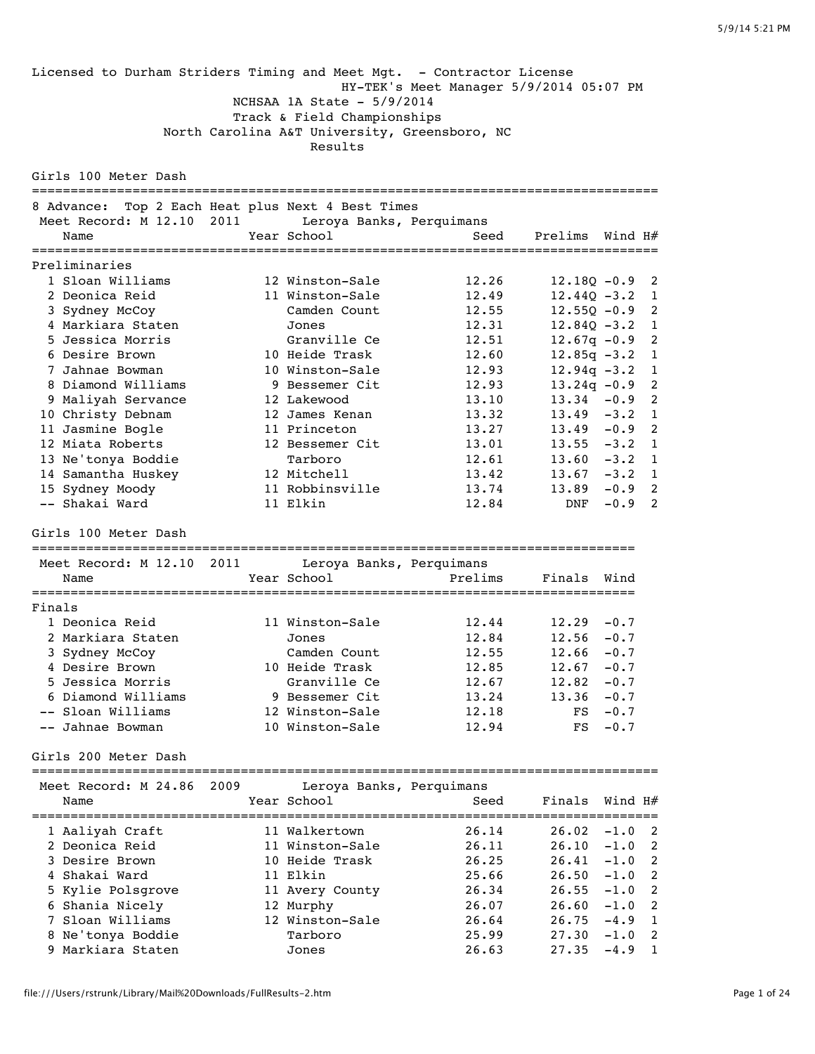Licensed to Durham Striders Timing and Meet Mgt. - Contractor License
HY-TEK's Meet Manager 5/9/2014 05:07 PM

NCHSAA 1A State - 5/9/2014
Track & Field Championships
North Carolina A&T University, Greensboro, NC
Results

## Girls 100 Meter Dash

8 Advance: Top 2 Each Heat plus Next 4 Best Times
Meet Record: M 12.10 2011 Leroya Banks, Perquimans

**Preliminaries**

| Place | Name | Year | School | Seed | Prelims | Wind | H# |
|---|---|---|---|---|---|---|---|
| 1 | Sloan Williams | 12 | Winston-Sale | 12.26 | 12.18Q | -0.9 | 2 |
| 2 | Deonica Reid | 11 | Winston-Sale | 12.49 | 12.44Q | -3.2 | 1 |
| 3 | Sydney McCoy | | Camden Count | 12.55 | 12.55Q | -0.9 | 2 |
| 4 | Markiara Staten | | Jones | 12.31 | 12.84Q | -3.2 | 1 |
| 5 | Jessica Morris | | Granville Ce | 12.51 | 12.67q | -0.9 | 2 |
| 6 | Desire Brown | 10 | Heide Trask | 12.60 | 12.85q | -3.2 | 1 |
| 7 | Jahnae Bowman | 10 | Winston-Sale | 12.93 | 12.94q | -3.2 | 1 |
| 8 | Diamond Williams | 9 | Bessemer Cit | 12.93 | 13.24q | -0.9 | 2 |
| 9 | Maliyah Servance | 12 | Lakewood | 13.10 | 13.34 | -0.9 | 2 |
| 10 | Christy Debnam | 12 | James Kenan | 13.32 | 13.49 | -3.2 | 1 |
| 11 | Jasmine Bogle | 11 | Princeton | 13.27 | 13.49 | -0.9 | 2 |
| 12 | Miata Roberts | 12 | Bessemer Cit | 13.01 | 13.55 | -3.2 | 1 |
| 13 | Ne'tonya Boddie | | Tarboro | 12.61 | 13.60 | -3.2 | 1 |
| 14 | Samantha Huskey | 12 | Mitchell | 13.42 | 13.67 | -3.2 | 1 |
| 15 | Sydney Moody | 11 | Robbinsville | 13.74 | 13.89 | -0.9 | 2 |
| -- | Shakai Ward | 11 | Elkin | 12.84 | DNF | -0.9 | 2 |

## Girls 100 Meter Dash

Meet Record: M 12.10 2011 Leroya Banks, Perquimans

**Finals**

| Place | Name | Year | School | Prelims | Finals | Wind |
|---|---|---|---|---|---|---|
| 1 | Deonica Reid | 11 | Winston-Sale | 12.44 | 12.29 | -0.7 |
| 2 | Markiara Staten | | Jones | 12.84 | 12.56 | -0.7 |
| 3 | Sydney McCoy | | Camden Count | 12.55 | 12.66 | -0.7 |
| 4 | Desire Brown | 10 | Heide Trask | 12.85 | 12.67 | -0.7 |
| 5 | Jessica Morris | | Granville Ce | 12.67 | 12.82 | -0.7 |
| 6 | Diamond Williams | 9 | Bessemer Cit | 13.24 | 13.36 | -0.7 |
| -- | Sloan Williams | 12 | Winston-Sale | 12.18 | FS | -0.7 |
| -- | Jahnae Bowman | 10 | Winston-Sale | 12.94 | FS | -0.7 |

## Girls 200 Meter Dash

Meet Record: M 24.86 2009 Leroya Banks, Perquimans

| Place | Name | Year | School | Seed | Finals | Wind | H# |
|---|---|---|---|---|---|---|---|
| 1 | Aaliyah Craft | 11 | Walkertown | 26.14 | 26.02 | -1.0 | 2 |
| 2 | Deonica Reid | 11 | Winston-Sale | 26.11 | 26.10 | -1.0 | 2 |
| 3 | Desire Brown | 10 | Heide Trask | 26.25 | 26.41 | -1.0 | 2 |
| 4 | Shakai Ward | 11 | Elkin | 25.66 | 26.50 | -1.0 | 2 |
| 5 | Kylie Polsgrove | 11 | Avery County | 26.34 | 26.55 | -1.0 | 2 |
| 6 | Shania Nicely | 12 | Murphy | 26.07 | 26.60 | -1.0 | 2 |
| 7 | Sloan Williams | 12 | Winston-Sale | 26.64 | 26.75 | -4.9 | 1 |
| 8 | Ne'tonya Boddie | | Tarboro | 25.99 | 27.30 | -1.0 | 2 |
| 9 | Markiara Staten | | Jones | 26.63 | 27.35 | -4.9 | 1 |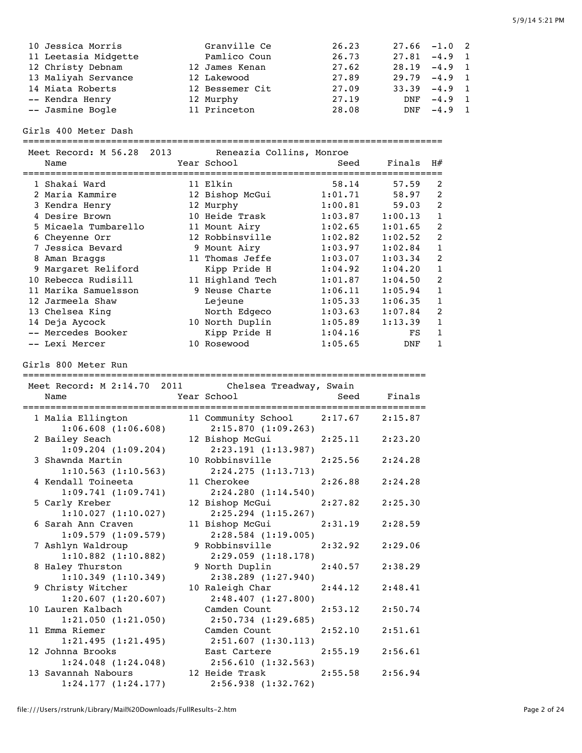| Place | Name | Year | School | Seed | Finals | Wind | H# |
|---|---|---|---|---|---|---|---|
| 10 | Jessica Morris | | Granville Ce | 26.23 | 27.66 | -1.0 | 2 |
| 11 | Leetasia Midgette | | Pamlico Coun | 26.73 | 27.81 | -4.9 | 1 |
| 12 | Christy Debnam | 12 | James Kenan | 27.62 | 28.19 | -4.9 | 1 |
| 13 | Maliyah Servance | 12 | Lakewood | 27.89 | 29.79 | -4.9 | 1 |
| 14 | Miata Roberts | 12 | Bessemer Cit | 27.09 | 33.39 | -4.9 | 1 |
| -- | Kendra Henry | 12 | Murphy | 27.19 | DNF | -4.9 | 1 |
| -- | Jasmine Bogle | 11 | Princeton | 28.08 | DNF | -4.9 | 1 |

## Girls 400 Meter Dash

Meet Record: M 56.28 2013 Reneazia Collins, Monroe

| Place | Name | Year | School | Seed | Finals | H# |
|---|---|---|---|---|---|---|
| 1 | Shakai Ward | 11 | Elkin | 58.14 | 57.59 | 2 |
| 2 | Maria Kammire | 12 | Bishop McGui | 1:01.71 | 58.97 | 2 |
| 3 | Kendra Henry | 12 | Murphy | 1:00.81 | 59.03 | 2 |
| 4 | Desire Brown | 10 | Heide Trask | 1:03.87 | 1:00.13 | 1 |
| 5 | Micaela Tumbarello | 11 | Mount Airy | 1:02.65 | 1:01.65 | 2 |
| 6 | Cheyenne Orr | 12 | Robbinsville | 1:02.82 | 1:02.52 | 2 |
| 7 | Jessica Bevard | 9 | Mount Airy | 1:03.97 | 1:02.84 | 1 |
| 8 | Aman Braggs | 11 | Thomas Jeffe | 1:03.07 | 1:03.34 | 2 |
| 9 | Margaret Reliford | | Kipp Pride H | 1:04.92 | 1:04.20 | 1 |
| 10 | Rebecca Rudisill | 11 | Highland Tech | 1:01.87 | 1:04.50 | 2 |
| 11 | Marika Samuelsson | 9 | Neuse Charte | 1:06.11 | 1:05.94 | 1 |
| 12 | Jarmeela Shaw | | Lejeune | 1:05.33 | 1:06.35 | 1 |
| 13 | Chelsea King | | North Edgeco | 1:03.63 | 1:07.84 | 2 |
| 14 | Deja Aycock | 10 | North Duplin | 1:05.89 | 1:13.39 | 1 |
| -- | Mercedes Booker | | Kipp Pride H | 1:04.16 | FS | 1 |
| -- | Lexi Mercer | 10 | Rosewood | 1:05.65 | DNF | 1 |

## Girls 800 Meter Run

Meet Record: M 2:14.70 2011 Chelsea Treadway, Swain

| Place | Name | Year | School | Seed | Finals |
|---|---|---|---|---|---|
| 1 | Malia Ellington | 11 | Community School | 2:17.67 | 2:15.87 |
| | 1:06.608 (1:06.608) | | 2:15.870 (1:09.263) | | |
| 2 | Bailey Seach | 12 | Bishop McGui | 2:25.11 | 2:23.20 |
| | 1:09.204 (1:09.204) | | 2:23.191 (1:13.987) | | |
| 3 | Shawnda Martin | 10 | Robbinsville | 2:25.56 | 2:24.28 |
| | 1:10.563 (1:10.563) | | 2:24.275 (1:13.713) | | |
| 4 | Kendall Toineeta | 11 | Cherokee | 2:26.88 | 2:24.28 |
| | 1:09.741 (1:09.741) | | 2:24.280 (1:14.540) | | |
| 5 | Carly Kreber | 12 | Bishop McGui | 2:27.82 | 2:25.30 |
| | 1:10.027 (1:10.027) | | 2:25.294 (1:15.267) | | |
| 6 | Sarah Ann Craven | 11 | Bishop McGui | 2:31.19 | 2:28.59 |
| | 1:09.579 (1:09.579) | | 2:28.584 (1:19.005) | | |
| 7 | Ashlyn Waldroup | 9 | Robbinsville | 2:32.92 | 2:29.06 |
| | 1:10.882 (1:10.882) | | 2:29.059 (1:18.178) | | |
| 8 | Haley Thurston | 9 | North Duplin | 2:40.57 | 2:38.29 |
| | 1:10.349 (1:10.349) | | 2:38.289 (1:27.940) | | |
| 9 | Christy Witcher | 10 | Raleigh Char | 2:44.12 | 2:48.41 |
| | 1:20.607 (1:20.607) | | 2:48.407 (1:27.800) | | |
| 10 | Lauren Kalbach | | Camden Count | 2:53.12 | 2:50.74 |
| | 1:21.050 (1:21.050) | | 2:50.734 (1:29.685) | | |
| 11 | Emma Riemer | | Camden Count | 2:52.10 | 2:51.61 |
| | 1:21.495 (1:21.495) | | 2:51.607 (1:30.113) | | |
| 12 | Johnna Brooks | | East Cartere | 2:55.19 | 2:56.61 |
| | 1:24.048 (1:24.048) | | 2:56.610 (1:32.563) | | |
| 13 | Savannah Nabours | 12 | Heide Trask | 2:55.58 | 2:56.94 |
| | 1:24.177 (1:24.177) | | 2:56.938 (1:32.762) | | |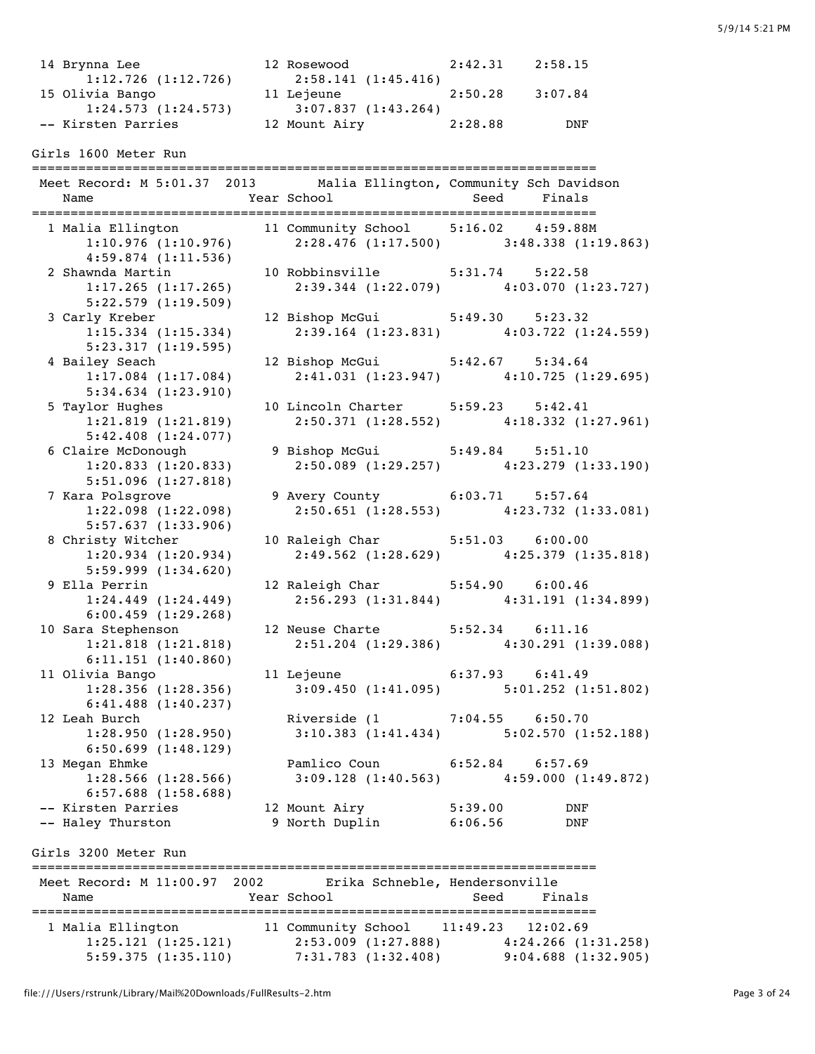```
 14 Brynna Lee                12 Rosewood             2:42.31    2:58.15
      1:12.726 (1:12.726)       2:58.141 (1:45.416)
 15 Olivia Bango              11 Lejeune              2:50.28    3:07.84
      1:24.573 (1:24.573)       3:07.837 (1:43.264)
 -- Kirsten Parries           12 Mount Airy           2:28.88        DNF
```

Girls 1600 Meter Run

```
=========================================================================
 Meet Record: M 5:01.37  2013        Malia Ellington, Community Sch Davidson
    Name                    Year School                  Seed     Finals
=========================================================================
  1 Malia Ellington          11 Community School     5:16.02    4:59.88M
      1:10.976 (1:10.976)      2:28.476 (1:17.500)        3:48.338 (1:19.863)
      4:59.874 (1:11.536)
  2 Shawnda Martin           10 Robbinsville         5:31.74    5:22.58
      1:17.265 (1:17.265)      2:39.344 (1:22.079)        4:03.070 (1:23.727)
      5:22.579 (1:19.509)
  3 Carly Kreber             12 Bishop McGui         5:49.30    5:23.32
      1:15.334 (1:15.334)      2:39.164 (1:23.831)        4:03.722 (1:24.559)
      5:23.317 (1:19.595)
  4 Bailey Seach             12 Bishop McGui         5:42.67    5:34.64
      1:17.084 (1:17.084)      2:41.031 (1:23.947)        4:10.725 (1:29.695)
      5:34.634 (1:23.910)
  5 Taylor Hughes            10 Lincoln Charter      5:59.23    5:42.41
      1:21.819 (1:21.819)      2:50.371 (1:28.552)        4:18.332 (1:27.961)
      5:42.408 (1:24.077)
  6 Claire McDonough          9 Bishop McGui         5:49.84    5:51.10
      1:20.833 (1:20.833)      2:50.089 (1:29.257)        4:23.279 (1:33.190)
      5:51.096 (1:27.818)
  7 Kara Polsgrove            9 Avery County         6:03.71    5:57.64
      1:22.098 (1:22.098)      2:50.651 (1:28.553)        4:23.732 (1:33.081)
      5:57.637 (1:33.906)
  8 Christy Witcher          10 Raleigh Char         5:51.03    6:00.00
      1:20.934 (1:20.934)      2:49.562 (1:28.629)        4:25.379 (1:35.818)
      5:59.999 (1:34.620)
  9 Ella Perrin              12 Raleigh Char         5:54.90    6:00.46
      1:24.449 (1:24.449)      2:56.293 (1:31.844)        4:31.191 (1:34.899)
      6:00.459 (1:29.268)
 10 Sara Stephenson          12 Neuse Charte         5:52.34    6:11.16
      1:21.818 (1:21.818)      2:51.204 (1:29.386)        4:30.291 (1:39.088)
      6:11.151 (1:40.860)
 11 Olivia Bango             11 Lejeune              6:37.93    6:41.49
      1:28.356 (1:28.356)      3:09.450 (1:41.095)        5:01.252 (1:51.802)
      6:41.488 (1:40.237)
 12 Leah Burch                  Riverside (1         7:04.55    6:50.70
      1:28.950 (1:28.950)      3:10.383 (1:41.434)        5:02.570 (1:52.188)
      6:50.699 (1:48.129)
 13 Megan Ehmke                 Pamlico Coun         6:52.84    6:57.69
      1:28.566 (1:28.566)      3:09.128 (1:40.563)        4:59.000 (1:49.872)
      6:57.688 (1:58.688)
 -- Kirsten Parries          12 Mount Airy           5:39.00        DNF
 -- Haley Thurston            9 North Duplin         6:06.56        DNF
```

Girls 3200 Meter Run

```
=========================================================================
 Meet Record: M 11:00.97  2002        Erika Schneble, Hendersonville
    Name                    Year School                  Seed     Finals
=========================================================================
  1 Malia Ellington          11 Community School    11:49.23   12:02.69
      1:25.121 (1:25.121)      2:53.009 (1:27.888)        4:24.266 (1:31.258)
      5:59.375 (1:35.110)      7:31.783 (1:32.408)        9:04.688 (1:32.905)
```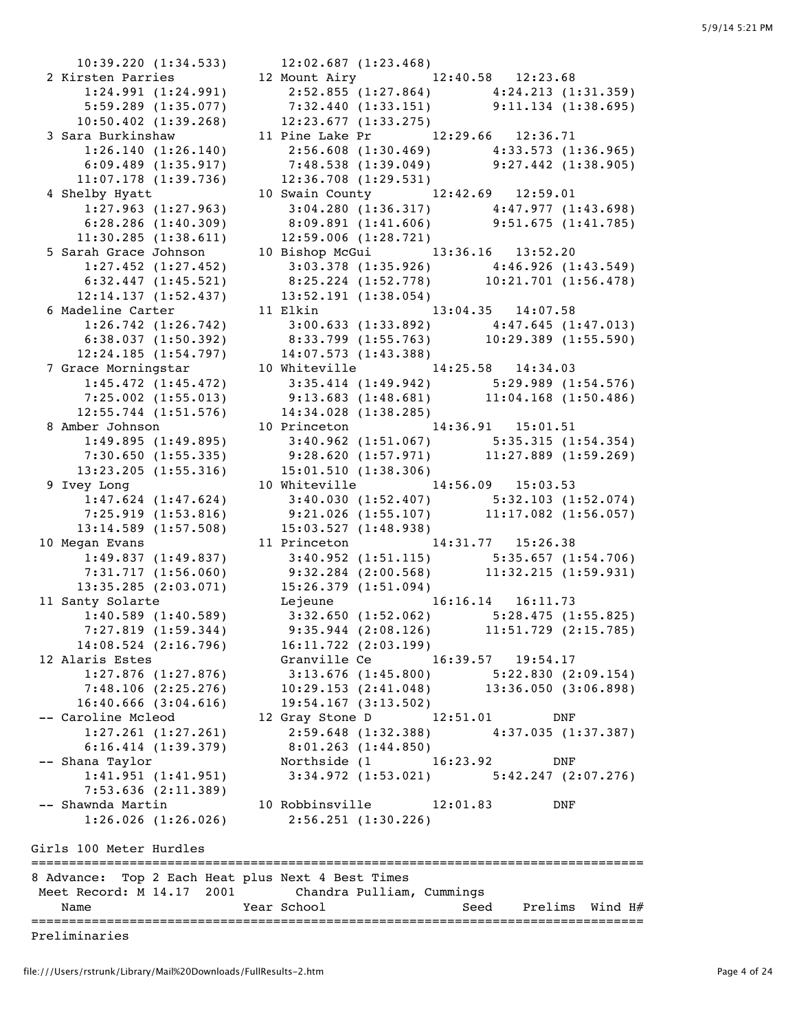```
     10:39.220 (1:34.533)     12:02.687 (1:23.468)
  2 Kirsten Parries          12 Mount Airy          12:40.58   12:23.68
       1:24.991 (1:24.991)     2:52.855 (1:27.864)      4:24.213 (1:31.359)
       5:59.289 (1:35.077)     7:32.440 (1:33.151)      9:11.134 (1:38.695)
      10:50.402 (1:39.268)    12:23.677 (1:33.275)
  3 Sara Burkinshaw          11 Pine Lake Pr        12:29.66   12:36.71
       1:26.140 (1:26.140)     2:56.608 (1:30.469)      4:33.573 (1:36.965)
       6:09.489 (1:35.917)     7:48.538 (1:39.049)      9:27.442 (1:38.905)
      11:07.178 (1:39.736)    12:36.708 (1:29.531)
  4 Shelby Hyatt             10 Swain County        12:42.69   12:59.01
       1:27.963 (1:27.963)     3:04.280 (1:36.317)      4:47.977 (1:43.698)
       6:28.286 (1:40.309)     8:09.891 (1:41.606)      9:51.675 (1:41.785)
      11:30.285 (1:38.611)    12:59.006 (1:28.721)
  5 Sarah Grace Johnson      10 Bishop McGui        13:36.16   13:52.20
       1:27.452 (1:27.452)     3:03.378 (1:35.926)      4:46.926 (1:43.549)
       6:32.447 (1:45.521)     8:25.224 (1:52.778)     10:21.701 (1:56.478)
      12:14.137 (1:52.437)    13:52.191 (1:38.054)
  6 Madeline Carter          11 Elkin               13:04.35   14:07.58
       1:26.742 (1:26.742)     3:00.633 (1:33.892)      4:47.645 (1:47.013)
       6:38.037 (1:50.392)     8:33.799 (1:55.763)     10:29.389 (1:55.590)
      12:24.185 (1:54.797)    14:07.573 (1:43.388)
  7 Grace Morningstar        10 Whiteville          14:25.58   14:34.03
       1:45.472 (1:45.472)     3:35.414 (1:49.942)      5:29.989 (1:54.576)
       7:25.002 (1:55.013)     9:13.683 (1:48.681)     11:04.168 (1:50.486)
      12:55.744 (1:51.576)    14:34.028 (1:38.285)
  8 Amber Johnson            10 Princeton           14:36.91   15:01.51
       1:49.895 (1:49.895)     3:40.962 (1:51.067)      5:35.315 (1:54.354)
       7:30.650 (1:55.335)     9:28.620 (1:57.971)     11:27.889 (1:59.269)
      13:23.205 (1:55.316)    15:01.510 (1:38.306)
  9 Ivey Long                10 Whiteville          14:56.09   15:03.53
       1:47.624 (1:47.624)     3:40.030 (1:52.407)      5:32.103 (1:52.074)
       7:25.919 (1:53.816)     9:21.026 (1:55.107)     11:17.082 (1:56.057)
      13:14.589 (1:57.508)    15:03.527 (1:48.938)
 10 Megan Evans              11 Princeton           14:31.77   15:26.38
       1:49.837 (1:49.837)     3:40.952 (1:51.115)      5:35.657 (1:54.706)
       7:31.717 (1:56.060)     9:32.284 (2:00.568)     11:32.215 (1:59.931)
      13:35.285 (2:03.071)    15:26.379 (1:51.094)
 11 Santy Solarte               Lejeune             16:16.14   16:11.73
       1:40.589 (1:40.589)     3:32.650 (1:52.062)      5:28.475 (1:55.825)
       7:27.819 (1:59.344)     9:35.944 (2:08.126)     11:51.729 (2:15.785)
      14:08.524 (2:16.796)    16:11.722 (2:03.199)
 12 Alaris Estes                Granville Ce        16:39.57   19:54.17
       1:27.876 (1:27.876)     3:13.676 (1:45.800)      5:22.830 (2:09.154)
       7:48.106 (2:25.276)    10:29.153 (2:41.048)     13:36.050 (3:06.898)
      16:40.666 (3:04.616)    19:54.167 (3:13.502)
 -- Caroline Mcleod          12 Gray Stone D        12:51.01        DNF
       1:27.261 (1:27.261)     2:59.648 (1:32.388)      4:37.035 (1:37.387)
       6:16.414 (1:39.379)     8:01.263 (1:44.850)
 -- Shana Taylor                Northside (1        16:23.92        DNF
       1:41.951 (1:41.951)     3:34.972 (1:53.021)      5:42.247 (2:07.276)
       7:53.636 (2:11.389)
 -- Shawnda Martin           10 Robbinsville        12:01.83        DNF
       1:26.026 (1:26.026)     2:56.251 (1:30.226)
```

## Girls 100 Meter Hurdles

```
================================================================================
8 Advance:  Top 2 Each Heat plus Next 4 Best Times
 Meet Record: M 14.17  2001        Chandra Pulliam, Cummings
   Name                    Year School                 Seed    Prelims  Wind H#
================================================================================
Preliminaries
```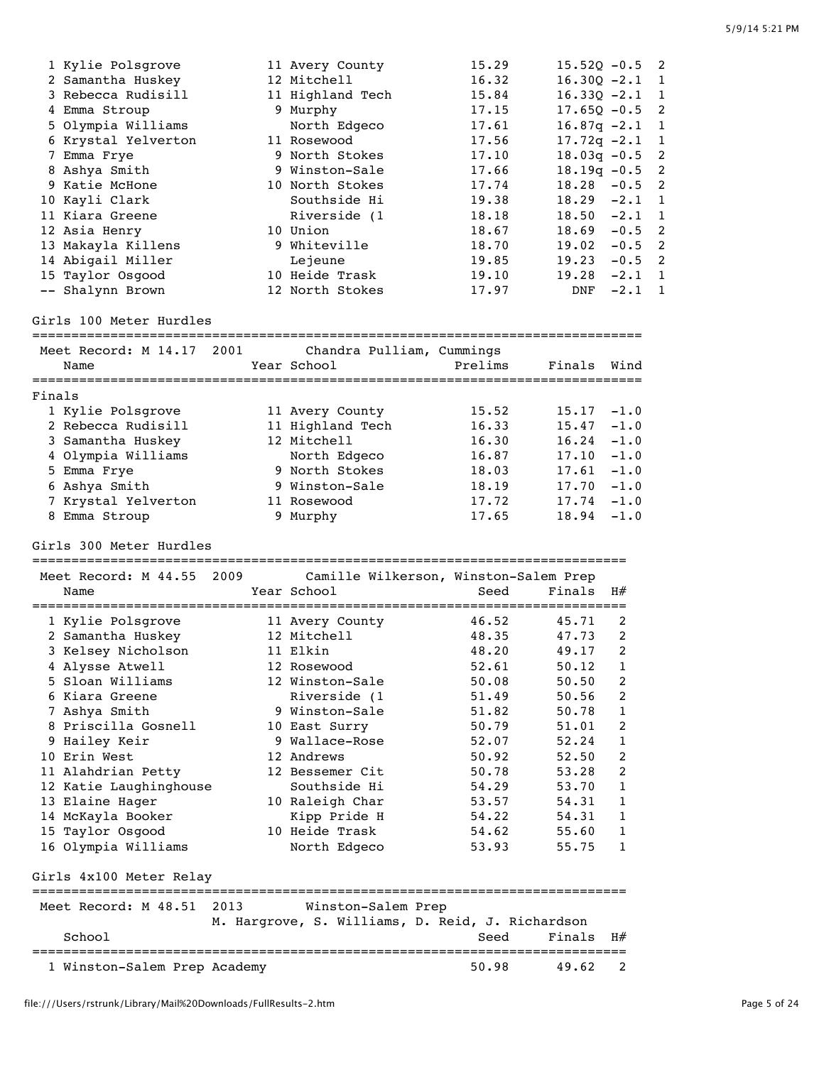| Place | Name | Year | School | Prelims | Finals | Wind | H# |
|---|---|---|---|---|---|---|---|
| 1 | Kylie Polsgrove | 11 | Avery County | 15.29 | 15.52Q | -0.5 | 2 |
| 2 | Samantha Huskey | 12 | Mitchell | 16.32 | 16.30Q | -2.1 | 1 |
| 3 | Rebecca Rudisill | 11 | Highland Tech | 15.84 | 16.33Q | -2.1 | 1 |
| 4 | Emma Stroup | 9 | Murphy | 17.15 | 17.65Q | -0.5 | 2 |
| 5 | Olympia Williams | | North Edgeco | 17.61 | 16.87q | -2.1 | 1 |
| 6 | Krystal Yelverton | 11 | Rosewood | 17.56 | 17.72q | -2.1 | 1 |
| 7 | Emma Frye | 9 | North Stokes | 17.10 | 18.03q | -0.5 | 2 |
| 8 | Ashya Smith | 9 | Winston-Sale | 17.66 | 18.19q | -0.5 | 2 |
| 9 | Katie McHone | 10 | North Stokes | 17.74 | 18.28 | -0.5 | 2 |
| 10 | Kayli Clark | | Southside Hi | 19.38 | 18.29 | -2.1 | 1 |
| 11 | Kiara Greene | | Riverside (1 | 18.18 | 18.50 | -2.1 | 1 |
| 12 | Asia Henry | 10 | Union | 18.67 | 18.69 | -0.5 | 2 |
| 13 | Makayla Killens | 9 | Whiteville | 18.70 | 19.02 | -0.5 | 2 |
| 14 | Abigail Miller | | Lejeune | 19.85 | 19.23 | -0.5 | 2 |
| 15 | Taylor Osgood | 10 | Heide Trask | 19.10 | 19.28 | -2.1 | 1 |
| -- | Shalynn Brown | 12 | North Stokes | 17.97 | DNF | -2.1 | 1 |

## Girls 100 Meter Hurdles

Meet Record: M 14.17 2001 Chandra Pulliam, Cummings

**Finals**

| Place | Name | Year | School | Prelims | Finals | Wind |
|---|---|---|---|---|---|---|
| 1 | Kylie Polsgrove | 11 | Avery County | 15.52 | 15.17 | -1.0 |
| 2 | Rebecca Rudisill | 11 | Highland Tech | 16.33 | 15.47 | -1.0 |
| 3 | Samantha Huskey | 12 | Mitchell | 16.30 | 16.24 | -1.0 |
| 4 | Olympia Williams | | North Edgeco | 16.87 | 17.10 | -1.0 |
| 5 | Emma Frye | 9 | North Stokes | 18.03 | 17.61 | -1.0 |
| 6 | Ashya Smith | 9 | Winston-Sale | 18.19 | 17.70 | -1.0 |
| 7 | Krystal Yelverton | 11 | Rosewood | 17.72 | 17.74 | -1.0 |
| 8 | Emma Stroup | 9 | Murphy | 17.65 | 18.94 | -1.0 |

## Girls 300 Meter Hurdles

Meet Record: M 44.55 2009 Camille Wilkerson, Winston-Salem Prep

| Place | Name | Year | School | Seed | Finals | H# |
|---|---|---|---|---|---|---|
| 1 | Kylie Polsgrove | 11 | Avery County | 46.52 | 45.71 | 2 |
| 2 | Samantha Huskey | 12 | Mitchell | 48.35 | 47.73 | 2 |
| 3 | Kelsey Nicholson | 11 | Elkin | 48.20 | 49.17 | 2 |
| 4 | Alysse Atwell | 12 | Rosewood | 52.61 | 50.12 | 1 |
| 5 | Sloan Williams | 12 | Winston-Sale | 50.08 | 50.50 | 2 |
| 6 | Kiara Greene | | Riverside (1 | 51.49 | 50.56 | 2 |
| 7 | Ashya Smith | 9 | Winston-Sale | 51.82 | 50.78 | 1 |
| 8 | Priscilla Gosnell | 10 | East Surry | 50.79 | 51.01 | 2 |
| 9 | Hailey Keir | 9 | Wallace-Rose | 52.07 | 52.24 | 1 |
| 10 | Erin West | 12 | Andrews | 50.92 | 52.50 | 2 |
| 11 | Alahdrian Petty | 12 | Bessemer Cit | 50.78 | 53.28 | 2 |
| 12 | Katie Laughinghouse | | Southside Hi | 54.29 | 53.70 | 1 |
| 13 | Elaine Hager | 10 | Raleigh Char | 53.57 | 54.31 | 1 |
| 14 | McKayla Booker | | Kipp Pride H | 54.22 | 54.31 | 1 |
| 15 | Taylor Osgood | 10 | Heide Trask | 54.62 | 55.60 | 1 |
| 16 | Olympia Williams | | North Edgeco | 53.93 | 55.75 | 1 |

## Girls 4x100 Meter Relay

Meet Record: M 48.51 2013 Winston-Salem Prep
M. Hargrove, S. Williams, D. Reid, J. Richardson

| Place | School | Seed | Finals | H# |
|---|---|---|---|---|
| 1 | Winston-Salem Prep Academy | 50.98 | 49.62 | 2 |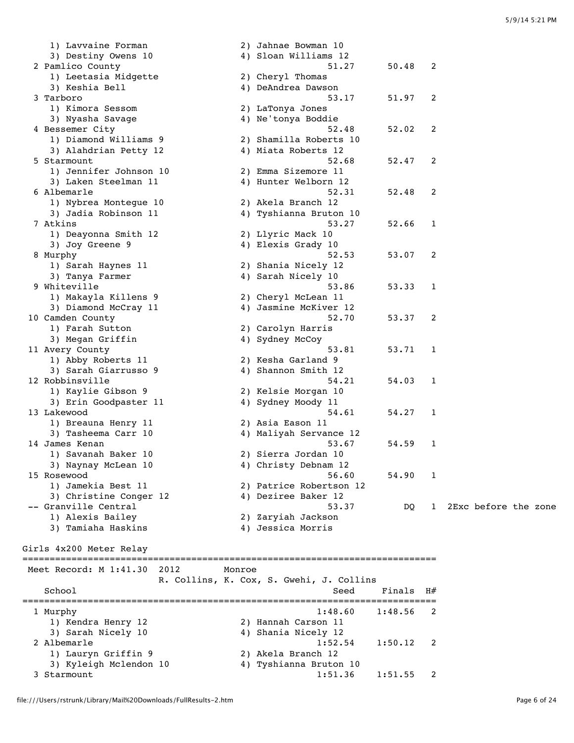```
    1) Lavvaine Forman              2) Jahnae Bowman 10
    3) Destiny Owens 10             4) Sloan Williams 12
  2 Pamlico County                              51.27      50.48   2
    1) Leetasia Midgette            2) Cheryl Thomas
    3) Keshia Bell                  4) DeAndrea Dawson
  3 Tarboro                                     53.17      51.97   2
    1) Kimora Sessom                2) LaTonya Jones
    3) Nyasha Savage                4) Ne'tonya Boddie
  4 Bessemer City                               52.48      52.02   2
    1) Diamond Williams 9           2) Shamilla Roberts 10
    3) Alahdrian Petty 12           4) Miata Roberts 12
  5 Starmount                                   52.68      52.47   2
    1) Jennifer Johnson 10          2) Emma Sizemore 11
    3) Laken Steelman 11            4) Hunter Welborn 12
  6 Albemarle                                   52.31      52.48   2
    1) Nybrea Montegue 10           2) Akela Branch 12
    3) Jadia Robinson 11            4) Tyshianna Bruton 10
  7 Atkins                                      53.27      52.66   1
    1) Deayonna Smith 12            2) Llyric Mack 10
    3) Joy Greene 9                 4) Elexis Grady 10
  8 Murphy                                      52.53      53.07   2
    1) Sarah Haynes 11              2) Shania Nicely 12
    3) Tanya Farmer                 4) Sarah Nicely 10
  9 Whiteville                                  53.86      53.33   1
    1) Makayla Killens 9            2) Cheryl McLean 11
    3) Diamond McCray 11            4) Jasmine McKiver 12
 10 Camden County                               52.70      53.37   2
    1) Farah Sutton                 2) Carolyn Harris
    3) Megan Griffin                4) Sydney McCoy
 11 Avery County                                53.81      53.71   1
    1) Abby Roberts 11              2) Kesha Garland 9
    3) Sarah Giarrusso 9            4) Shannon Smith 12
 12 Robbinsville                                54.21      54.03   1
    1) Kaylie Gibson 9              2) Kelsie Morgan 10
    3) Erin Goodpaster 11           4) Sydney Moody 11
 13 Lakewood                                    54.61      54.27   1
    1) Breauna Henry 11             2) Asia Eason 11
    3) Tasheema Carr 10             4) Maliyah Servance 12
 14 James Kenan                                 53.67      54.59   1
    1) Savanah Baker 10             2) Sierra Jordan 10
    3) Naynay McLean 10             4) Christy Debnam 12
 15 Rosewood                                    56.60      54.90   1
    1) Jamekia Best 11              2) Patrice Robertson 12
    3) Christine Conger 12          4) Deziree Baker 12
 -- Granville Central                           53.37         DQ   1  2Exc before the zone
    1) Alexis Bailey                2) Zaryiah Jackson
    3) Tamiaha Haskins              4) Jessica Morris

Girls 4x200 Meter Relay
========================================================================
 Meet Record: M 1:41.30  2012        Monroe
                     R. Collins, K. Cox, S. Gwehi, J. Collins
    School                                       Seed     Finals  H#
========================================================================
  1 Murphy                                    1:48.60    1:48.56   2
    1) Kendra Henry 12              2) Hannah Carson 11
    3) Sarah Nicely 10              4) Shania Nicely 12
  2 Albemarle                                 1:52.54    1:50.12   2
    1) Lauryn Griffin 9             2) Akela Branch 12
    3) Kyleigh Mclendon 10          4) Tyshianna Bruton 10
  3 Starmount                                 1:51.36    1:51.55   2
```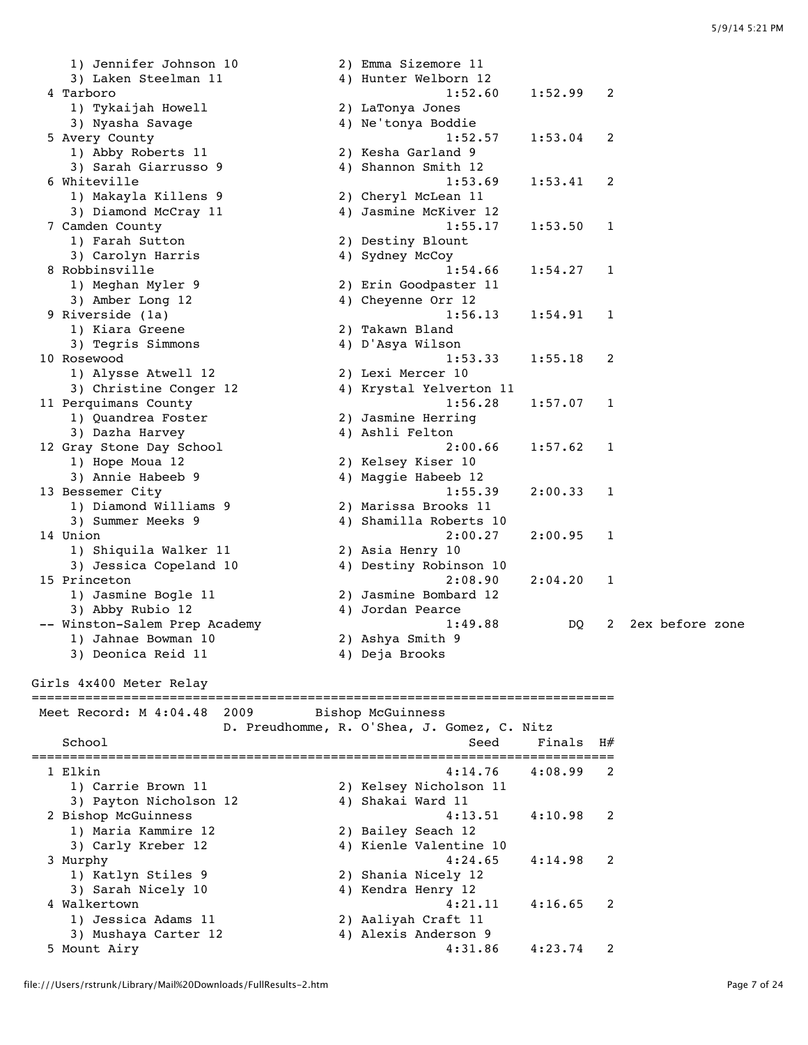```
    1) Jennifer Johnson 10            2) Emma Sizemore 11
    3) Laken Steelman 11              4) Hunter Welborn 12
  4 Tarboro                                       1:52.60    1:52.99   2
    1) Tykaijah Howell                2) LaTonya Jones
    3) Nyasha Savage                  4) Ne'tonya Boddie
  5 Avery County                                  1:52.57    1:53.04   2
    1) Abby Roberts 11                2) Kesha Garland 9
    3) Sarah Giarrusso 9              4) Shannon Smith 12
  6 Whiteville                                    1:53.69    1:53.41   2
    1) Makayla Killens 9              2) Cheryl McLean 11
    3) Diamond McCray 11              4) Jasmine McKiver 12
  7 Camden County                                 1:55.17    1:53.50   1
    1) Farah Sutton                   2) Destiny Blount
    3) Carolyn Harris                 4) Sydney McCoy
  8 Robbinsville                                  1:54.66    1:54.27   1
    1) Meghan Myler 9                 2) Erin Goodpaster 11
    3) Amber Long 12                  4) Cheyenne Orr 12
  9 Riverside (1a)                                1:56.13    1:54.91   1
    1) Kiara Greene                   2) Takawn Bland
    3) Tegris Simmons                 4) D'Asya Wilson
 10 Rosewood                                      1:53.33    1:55.18   2
    1) Alysse Atwell 12               2) Lexi Mercer 10
    3) Christine Conger 12            4) Krystal Yelverton 11
 11 Perquimans County                             1:56.28    1:57.07   1
    1) Quandrea Foster                2) Jasmine Herring
    3) Dazha Harvey                   4) Ashli Felton
 12 Gray Stone Day School                         2:00.66    1:57.62   1
    1) Hope Moua 12                   2) Kelsey Kiser 10
    3) Annie Habeeb 9                 4) Maggie Habeeb 12
 13 Bessemer City                                 1:55.39    2:00.33   1
    1) Diamond Williams 9             2) Marissa Brooks 11
    3) Summer Meeks 9                 4) Shamilla Roberts 10
 14 Union                                         2:00.27    2:00.95   1
    1) Shiquila Walker 11             2) Asia Henry 10
    3) Jessica Copeland 10            4) Destiny Robinson 10
 15 Princeton                                     2:08.90    2:04.20   1
    1) Jasmine Bogle 11               2) Jasmine Bombard 12
    3) Abby Rubio 12                  4) Jordan Pearce
 -- Winston-Salem Prep Academy                    1:49.88         DQ   2  2ex before zone
    1) Jahnae Bowman 10               2) Ashya Smith 9
    3) Deonica Reid 11                4) Deja Brooks

Girls 4x400 Meter Relay
===============================================================================
 Meet Record: M 4:04.48  2009       Bishop McGuinness
                         D. Preudhomme, R. O'Shea, J. Gomez, C. Nitz
    School                                            Seed     Finals  H#
===============================================================================
  1 Elkin                                         4:14.76    4:08.99   2
    1) Carrie Brown 11                2) Kelsey Nicholson 11
    3) Payton Nicholson 12            4) Shakai Ward 11
  2 Bishop McGuinness                             4:13.51    4:10.98   2
    1) Maria Kammire 12               2) Bailey Seach 12
    3) Carly Kreber 12                4) Kienle Valentine 10
  3 Murphy                                        4:24.65    4:14.98   2
    1) Katlyn Stiles 9                2) Shania Nicely 12
    3) Sarah Nicely 10                4) Kendra Henry 12
  4 Walkertown                                    4:21.11    4:16.65   2
    1) Jessica Adams 11               2) Aaliyah Craft 11
    3) Mushaya Carter 12              4) Alexis Anderson 9
  5 Mount Airy                                    4:31.86    4:23.74   2
```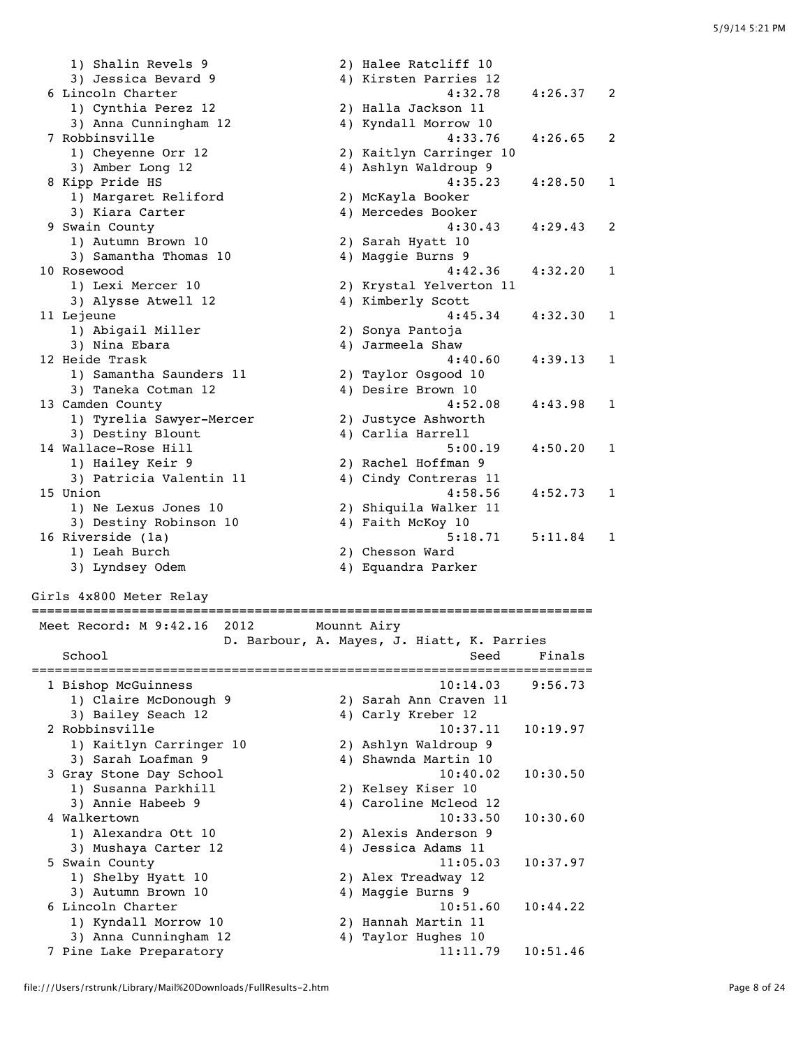1) Shalin Revels 9 | 2) Halee Ratcliff 10
3) Jessica Bevard 9 | 4) Kirsten Parries 12

| Place | School | Seed | Finals | Heat |
|---|---|---|---|---|
| 6 | Lincoln Charter | 4:32.78 | 4:26.37 | 2 |
| | 1) Cynthia Perez 12, 2) Halla Jackson 11, 3) Anna Cunningham 12, 4) Kyndall Morrow 10 | | | |
| 7 | Robbinsville | 4:33.76 | 4:26.65 | 2 |
| | 1) Cheyenne Orr 12, 2) Kaitlyn Carringer 10, 3) Amber Long 12, 4) Ashlyn Waldroup 9 | | | |
| 8 | Kipp Pride HS | 4:35.23 | 4:28.50 | 1 |
| | 1) Margaret Reliford, 2) McKayla Booker, 3) Kiara Carter, 4) Mercedes Booker | | | |
| 9 | Swain County | 4:30.43 | 4:29.43 | 2 |
| | 1) Autumn Brown 10, 2) Sarah Hyatt 10, 3) Samantha Thomas 10, 4) Maggie Burns 9 | | | |
| 10 | Rosewood | 4:42.36 | 4:32.20 | 1 |
| | 1) Lexi Mercer 10, 2) Krystal Yelverton 11, 3) Alysse Atwell 12, 4) Kimberly Scott | | | |
| 11 | Lejeune | 4:45.34 | 4:32.30 | 1 |
| | 1) Abigail Miller, 2) Sonya Pantoja, 3) Nina Ebara, 4) Jarmeela Shaw | | | |
| 12 | Heide Trask | 4:40.60 | 4:39.13 | 1 |
| | 1) Samantha Saunders 11, 2) Taylor Osgood 10, 3) Taneka Cotman 12, 4) Desire Brown 10 | | | |
| 13 | Camden County | 4:52.08 | 4:43.98 | 1 |
| | 1) Tyrelia Sawyer-Mercer, 2) Justyce Ashworth, 3) Destiny Blount, 4) Carlia Harrell | | | |
| 14 | Wallace-Rose Hill | 5:00.19 | 4:50.20 | 1 |
| | 1) Hailey Keir 9, 2) Rachel Hoffman 9, 3) Patricia Valentin 11, 4) Cindy Contreras 11 | | | |
| 15 | Union | 4:58.56 | 4:52.73 | 1 |
| | 1) Ne Lexus Jones 10, 2) Shiquila Walker 11, 3) Destiny Robinson 10, 4) Faith McKoy 10 | | | |
| 16 | Riverside (1a) | 5:18.71 | 5:11.84 | 1 |
| | 1) Leah Burch, 2) Chesson Ward, 3) Lyndsey Odem, 4) Equandra Parker | | | |

## Girls 4x800 Meter Relay

Meet Record: M 9:42.16 2012 Mounnt Airy
D. Barbour, A. Mayes, J. Hiatt, K. Parries

| Place | School | Seed | Finals |
|---|---|---|---|
| 1 | Bishop McGuinness | 10:14.03 | 9:56.73 |
| | 1) Claire McDonough 9, 2) Sarah Ann Craven 11, 3) Bailey Seach 12, 4) Carly Kreber 12 | | |
| 2 | Robbinsville | 10:37.11 | 10:19.97 |
| | 1) Kaitlyn Carringer 10, 2) Ashlyn Waldroup 9, 3) Sarah Loafman 9, 4) Shawnda Martin 10 | | |
| 3 | Gray Stone Day School | 10:40.02 | 10:30.50 |
| | 1) Susanna Parkhill, 2) Kelsey Kiser 10, 3) Annie Habeeb 9, 4) Caroline Mcleod 12 | | |
| 4 | Walkertown | 10:33.50 | 10:30.60 |
| | 1) Alexandra Ott 10, 2) Alexis Anderson 9, 3) Mushaya Carter 12, 4) Jessica Adams 11 | | |
| 5 | Swain County | 11:05.03 | 10:37.97 |
| | 1) Shelby Hyatt 10, 2) Alex Treadway 12, 3) Autumn Brown 10, 4) Maggie Burns 9 | | |
| 6 | Lincoln Charter | 10:51.60 | 10:44.22 |
| | 1) Kyndall Morrow 10, 2) Hannah Martin 11, 3) Anna Cunningham 12, 4) Taylor Hughes 10 | | |
| 7 | Pine Lake Preparatory | 11:11.79 | 10:51.46 |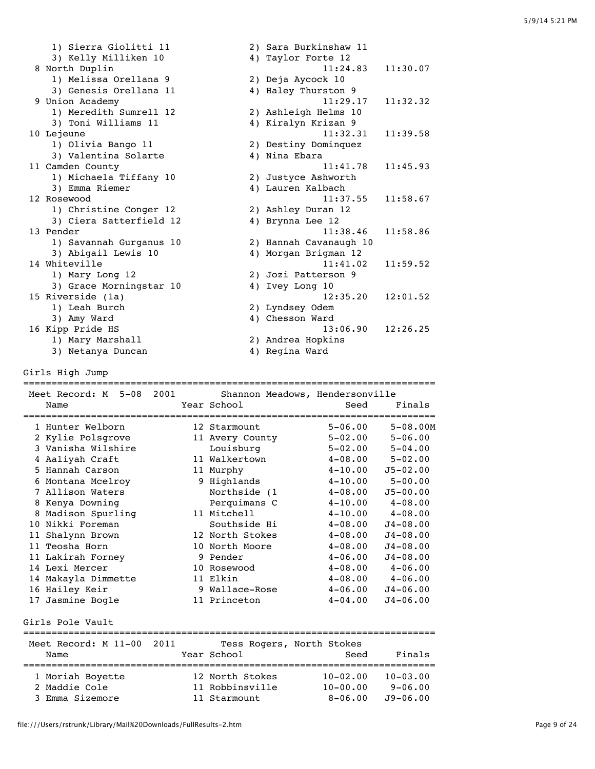| | | | |
|---|---|---|---|
| 1) Sierra Giolitti 11 | 2) Sara Burkinshaw 11 | | |
| 3) Kelly Milliken 10 | 4) Taylor Forte 12 | | |
| 8 North Duplin | | 11:24.83 | 11:30.07 |
| 1) Melissa Orellana 9 | 2) Deja Aycock 10 | | |
| 3) Genesis Orellana 11 | 4) Haley Thurston 9 | | |
| 9 Union Academy | | 11:29.17 | 11:32.32 |
| 1) Meredith Sumrell 12 | 2) Ashleigh Helms 10 | | |
| 3) Toni Williams 11 | 4) Kiralyn Krizan 9 | | |
| 10 Lejeune | | 11:32.31 | 11:39.58 |
| 1) Olivia Bango 11 | 2) Destiny Dominquez | | |
| 3) Valentina Solarte | 4) Nina Ebara | | |
| 11 Camden County | | 11:41.78 | 11:45.93 |
| 1) Michaela Tiffany 10 | 2) Justyce Ashworth | | |
| 3) Emma Riemer | 4) Lauren Kalbach | | |
| 12 Rosewood | | 11:37.55 | 11:58.67 |
| 1) Christine Conger 12 | 2) Ashley Duran 12 | | |
| 3) Ciera Satterfield 12 | 4) Brynna Lee 12 | | |
| 13 Pender | | 11:38.46 | 11:58.86 |
| 1) Savannah Gurganus 10 | 2) Hannah Cavanaugh 10 | | |
| 3) Abigail Lewis 10 | 4) Morgan Brigman 12 | | |
| 14 Whiteville | | 11:41.02 | 11:59.52 |
| 1) Mary Long 12 | 2) Jozi Patterson 9 | | |
| 3) Grace Morningstar 10 | 4) Ivey Long 10 | | |
| 15 Riverside (1a) | | 12:35.20 | 12:01.52 |
| 1) Leah Burch | 2) Lyndsey Odem | | |
| 3) Amy Ward | 4) Chesson Ward | | |
| 16 Kipp Pride HS | | 13:06.90 | 12:26.25 |
| 1) Mary Marshall | 2) Andrea Hopkins | | |
| 3) Netanya Duncan | 4) Regina Ward | | |

## Girls High Jump

Meet Record: M 5-08 2001 Shannon Meadows, Hendersonville

| Name | Year | School | Seed | Finals |
|---|---|---|---|---|
| 1 Hunter Welborn | 12 | Starmount | 5-06.00 | 5-08.00M |
| 2 Kylie Polsgrove | 11 | Avery County | 5-02.00 | 5-06.00 |
| 3 Vanisha Wilshire | | Louisburg | 5-02.00 | 5-04.00 |
| 4 Aaliyah Craft | 11 | Walkertown | 4-08.00 | 5-02.00 |
| 5 Hannah Carson | 11 | Murphy | 4-10.00 | J5-02.00 |
| 6 Montana Mcelroy | 9 | Highlands | 4-10.00 | 5-00.00 |
| 7 Allison Waters | | Northside (1 | 4-08.00 | J5-00.00 |
| 8 Kenya Downing | | Perquimans C | 4-10.00 | 4-08.00 |
| 8 Madison Spurling | 11 | Mitchell | 4-10.00 | 4-08.00 |
| 10 Nikki Foreman | | Southside Hi | 4-08.00 | J4-08.00 |
| 11 Shalynn Brown | 12 | North Stokes | 4-08.00 | J4-08.00 |
| 11 Teosha Horn | 10 | North Moore | 4-08.00 | J4-08.00 |
| 11 Lakirah Forney | 9 | Pender | 4-06.00 | J4-08.00 |
| 14 Lexi Mercer | 10 | Rosewood | 4-08.00 | 4-06.00 |
| 14 Makayla Dimmette | 11 | Elkin | 4-08.00 | 4-06.00 |
| 16 Hailey Keir | 9 | Wallace-Rose | 4-06.00 | J4-06.00 |
| 17 Jasmine Bogle | 11 | Princeton | 4-04.00 | J4-06.00 |

## Girls Pole Vault

Meet Record: M 11-00 2011 Tess Rogers, North Stokes

| Name | Year | School | Seed | Finals |
|---|---|---|---|---|
| 1 Moriah Boyette | 12 | North Stokes | 10-02.00 | 10-03.00 |
| 2 Maddie Cole | 11 | Robbinsville | 10-00.00 | 9-06.00 |
| 3 Emma Sizemore | 11 | Starmount | 8-06.00 | J9-06.00 |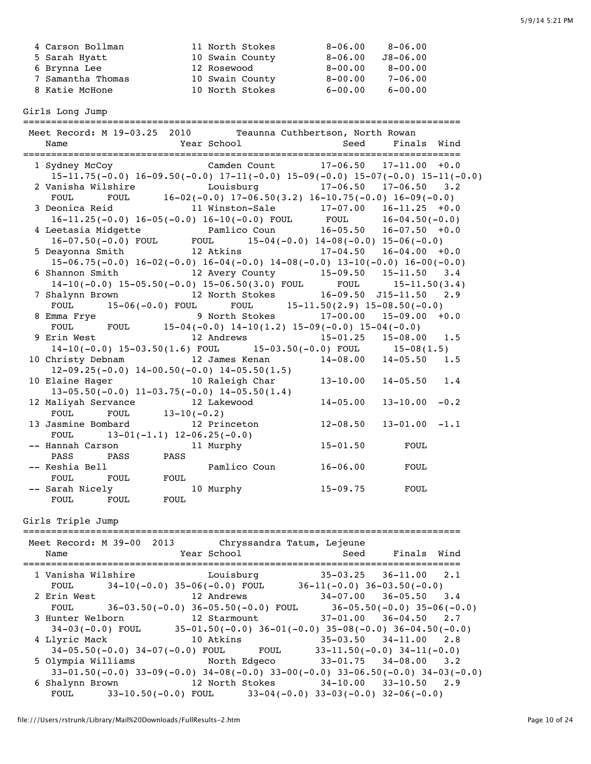```
 4 Carson Bollman          11 North Stokes         8-06.00    8-06.00
 5 Sarah Hyatt             10 Swain County         8-06.00   J8-06.00
 6 Brynna Lee              12 Rosewood             8-00.00    8-00.00
 7 Samantha Thomas         10 Swain County         8-00.00    7-06.00
 8 Katie McHone            10 North Stokes         6-00.00    6-00.00
```

## Girls Long Jump

```
===========================================================================
 Meet Record: M 19-03.25  2010       Teaunna Cuthbertson, North Rowan
   Name                    Year School                  Seed     Finals  Wind
===========================================================================
 1 Sydney McCoy               Camden Count         17-06.50   17-11.00  +0.0
   15-11.75(-0.0) 16-09.50(-0.0) 17-11(-0.0) 15-09(-0.0) 15-07(-0.0) 15-11(-0.0)
 2 Vanisha Wilshire           Louisburg            17-06.50   17-06.50   3.2
   FOUL      FOUL      16-02(-0.0) 17-06.50(3.2) 16-10.75(-0.0) 16-09(-0.0)
 3 Deonica Reid            11 Winston-Sale         17-07.00   16-11.25  +0.0
   16-11.25(-0.0) 16-05(-0.0) 16-10(-0.0) FOUL      FOUL      16-04.50(-0.0)
 4 Leetasia Midgette          Pamlico Coun         16-05.50   16-07.50  +0.0
   16-07.50(-0.0) FOUL      FOUL      15-04(-0.0) 14-08(-0.0) 15-06(-0.0)
 5 Deayonna Smith          12 Atkins               17-04.50   16-04.00  +0.0
   15-06.75(-0.0) 16-02(-0.0) 16-04(-0.0) 14-08(-0.0) 13-10(-0.0) 16-00(-0.0)
 6 Shannon Smith           12 Avery County         15-09.50   15-11.50   3.4
   14-10(-0.0) 15-05.50(-0.0) 15-06.50(3.0) FOUL      FOUL      15-11.50(3.4)
 7 Shalynn Brown           12 North Stokes         16-09.50  J15-11.50   2.9
   FOUL      15-06(-0.0) FOUL      FOUL      15-11.50(2.9) 15-08.50(-0.0)
 8 Emma Frye                9 North Stokes         17-00.00   15-09.00  +0.0
   FOUL      FOUL      15-04(-0.0) 14-10(1.2) 15-09(-0.0) 15-04(-0.0)
 9 Erin West               12 Andrews              15-01.25   15-08.00   1.5
   14-10(-0.0) 15-03.50(1.6) FOUL      15-03.50(-0.0) FOUL      15-08(1.5)
10 Christy Debnam          12 James Kenan          14-08.00   14-05.50   1.5
   12-09.25(-0.0) 14-00.50(-0.0) 14-05.50(1.5)
10 Elaine Hager            10 Raleigh Char         13-10.00   14-05.50   1.4
   13-05.50(-0.0) 11-03.75(-0.0) 14-05.50(1.4)
12 Maliyah Servance        12 Lakewood             14-05.00   13-10.00  -0.2
   FOUL      FOUL      13-10(-0.2)
13 Jasmine Bombard         12 Princeton            12-08.50   13-01.00  -1.1
   FOUL      13-01(-1.1) 12-06.25(-0.0)
-- Hannah Carson           11 Murphy               15-01.50       FOUL
   PASS      PASS      PASS
-- Keshia Bell                Pamlico Coun         16-06.00       FOUL
   FOUL      FOUL      FOUL
-- Sarah Nicely            10 Murphy               15-09.75       FOUL
   FOUL      FOUL      FOUL
```

## Girls Triple Jump

```
===========================================================================
 Meet Record: M 39-00  2013       Chryssandra Tatum, Lejeune
   Name                    Year School                  Seed     Finals  Wind
===========================================================================
 1 Vanisha Wilshire           Louisburg            35-03.25   36-11.00   2.1
   FOUL      34-10(-0.0) 35-06(-0.0) FOUL      36-11(-0.0) 36-03.50(-0.0)
 2 Erin West               12 Andrews              34-07.00   36-05.50   3.4
   FOUL      36-03.50(-0.0) 36-05.50(-0.0) FOUL      36-05.50(-0.0) 35-06(-0.0)
 3 Hunter Welborn          12 Starmount            37-01.00   36-04.50   2.7
   34-03(-0.0) FOUL      35-01.50(-0.0) 36-01(-0.0) 35-08(-0.0) 36-04.50(-0.0)
 4 Llyric Mack             10 Atkins               35-03.50   34-11.00   2.8
   34-05.50(-0.0) 34-07(-0.0) FOUL      FOUL      33-11.50(-0.0) 34-11(-0.0)
 5 Olympia Williams           North Edgeco         33-01.75   34-08.00   3.2
   33-01.50(-0.0) 33-09(-0.0) 34-08(-0.0) 33-00(-0.0) 33-06.50(-0.0) 34-03(-0.0)
 6 Shalynn Brown           12 North Stokes         34-10.00   33-10.50   2.9
   FOUL      33-10.50(-0.0) FOUL      33-04(-0.0) 33-03(-0.0) 32-06(-0.0)
```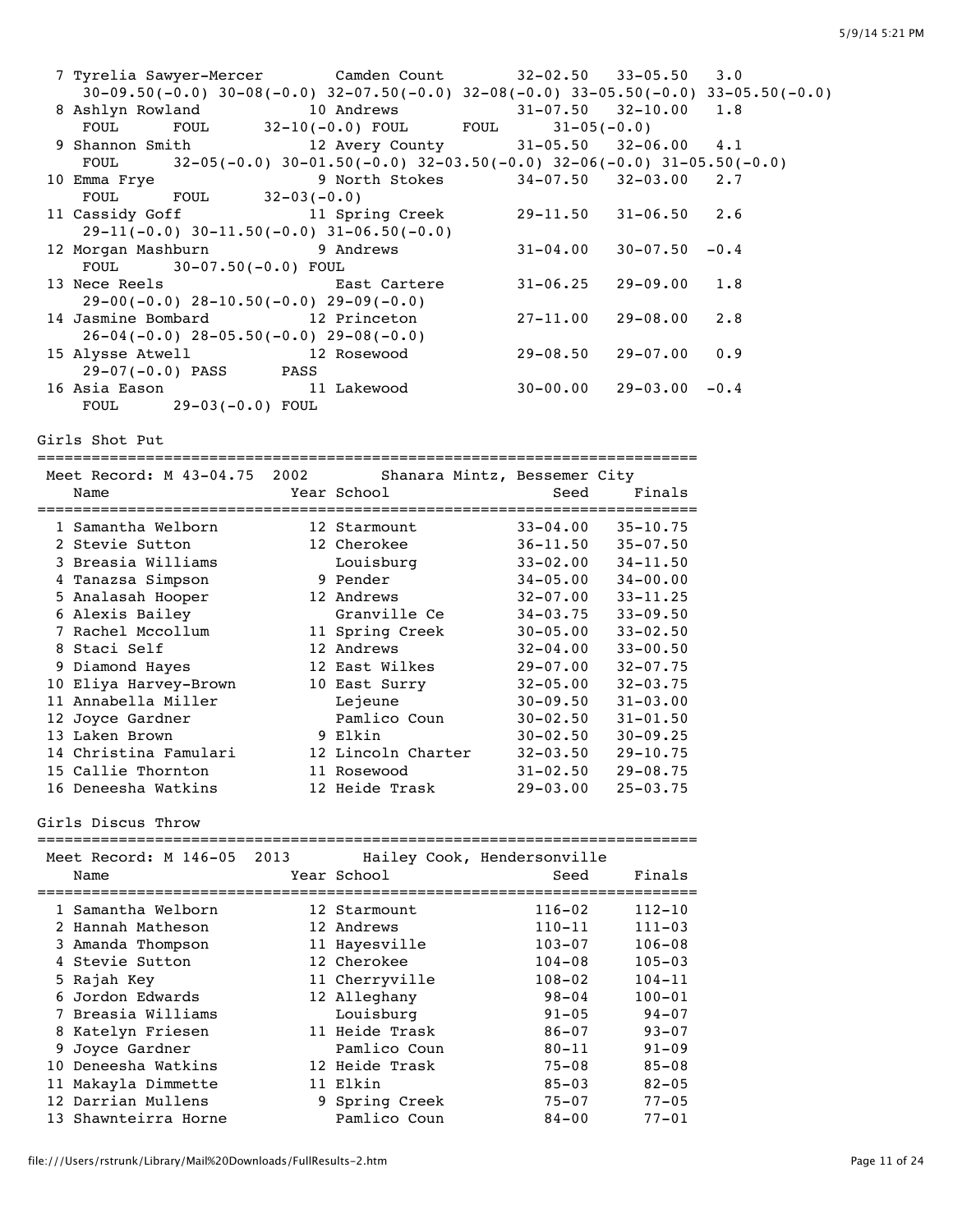```
  7 Tyrelia Sawyer-Mercer        Camden Count        32-02.50   33-05.50   3.0
     30-09.50(-0.0) 30-08(-0.0) 32-07.50(-0.0) 32-08(-0.0) 33-05.50(-0.0) 33-05.50(-0.0)
  8 Ashlyn Rowland            10 Andrews             31-07.50   32-10.00   1.8
     FOUL      FOUL      32-10(-0.0) FOUL      FOUL      31-05(-0.0)
  9 Shannon Smith             12 Avery County        31-05.50   32-06.00   4.1
     FOUL      32-05(-0.0) 30-01.50(-0.0) 32-03.50(-0.0) 32-06(-0.0) 31-05.50(-0.0)
 10 Emma Frye                  9 North Stokes        34-07.50   32-03.00   2.7
     FOUL      FOUL      32-03(-0.0)
 11 Cassidy Goff              11 Spring Creek        29-11.50   31-06.50   2.6
     29-11(-0.0) 30-11.50(-0.0) 31-06.50(-0.0)
 12 Morgan Mashburn            9 Andrews             31-04.00   30-07.50  -0.4
     FOUL      30-07.50(-0.0) FOUL
 13 Nece Reels                   East Cartere        31-06.25   29-09.00   1.8
     29-00(-0.0) 28-10.50(-0.0) 29-09(-0.0)
 14 Jasmine Bombard           12 Princeton           27-11.00   29-08.00   2.8
     26-04(-0.0) 28-05.50(-0.0) 29-08(-0.0)
 15 Alysse Atwell             12 Rosewood            29-08.50   29-07.00   0.9
     29-07(-0.0) PASS      PASS
 16 Asia Eason                11 Lakewood            30-00.00   29-03.00  -0.4
     FOUL      29-03(-0.0) FOUL
```

Girls Shot Put

```
=========================================================================
 Meet Record: M 43-04.75  2002        Shanara Mintz, Bessemer City
    Name                    Year School                  Seed     Finals
=========================================================================
  1 Samantha Welborn        12 Starmount            33-04.00   35-10.75
  2 Stevie Sutton           12 Cherokee             36-11.50   35-07.50
  3 Breasia Williams           Louisburg            33-02.00   34-11.50
  4 Tanazsa Simpson          9 Pender               34-05.00   34-00.00
  5 Analasah Hooper         12 Andrews              32-07.00   33-11.25
  6 Alexis Bailey              Granville Ce         34-03.75   33-09.50
  7 Rachel Mccollum         11 Spring Creek         30-05.00   33-02.50
  8 Staci Self              12 Andrews              32-04.00   33-00.50
  9 Diamond Hayes           12 East Wilkes          29-07.00   32-07.75
 10 Eliya Harvey-Brown      10 East Surry           32-05.00   32-03.75
 11 Annabella Miller           Lejeune              30-09.50   31-03.00
 12 Joyce Gardner              Pamlico Coun         30-02.50   31-01.50
 13 Laken Brown              9 Elkin                30-02.50   30-09.25
 14 Christina Famulari      12 Lincoln Charter      32-03.50   29-10.75
 15 Callie Thornton         11 Rosewood             31-02.50   29-08.75
 16 Deneesha Watkins        12 Heide Trask          29-03.00   25-03.75
```

Girls Discus Throw

```
=========================================================================
 Meet Record: M 146-05  2013        Hailey Cook, Hendersonville
    Name                    Year School                  Seed     Finals
=========================================================================
  1 Samantha Welborn        12 Starmount              116-02     112-10
  2 Hannah Matheson         12 Andrews                110-11     111-03
  3 Amanda Thompson         11 Hayesville             103-07     106-08
  4 Stevie Sutton           12 Cherokee               104-08     105-03
  5 Rajah Key               11 Cherryville            108-02     104-11
  6 Jordon Edwards          12 Alleghany               98-04     100-01
  7 Breasia Williams           Louisburg               91-05      94-07
  8 Katelyn Friesen         11 Heide Trask             86-07      93-07
  9 Joyce Gardner              Pamlico Coun            80-11      91-09
 10 Deneesha Watkins        12 Heide Trask             75-08      85-08
 11 Makayla Dimmette        11 Elkin                   85-03      82-05
 12 Darrian Mullens          9 Spring Creek            75-07      77-05
 13 Shawnteirra Horne          Pamlico Coun            84-00      77-01
```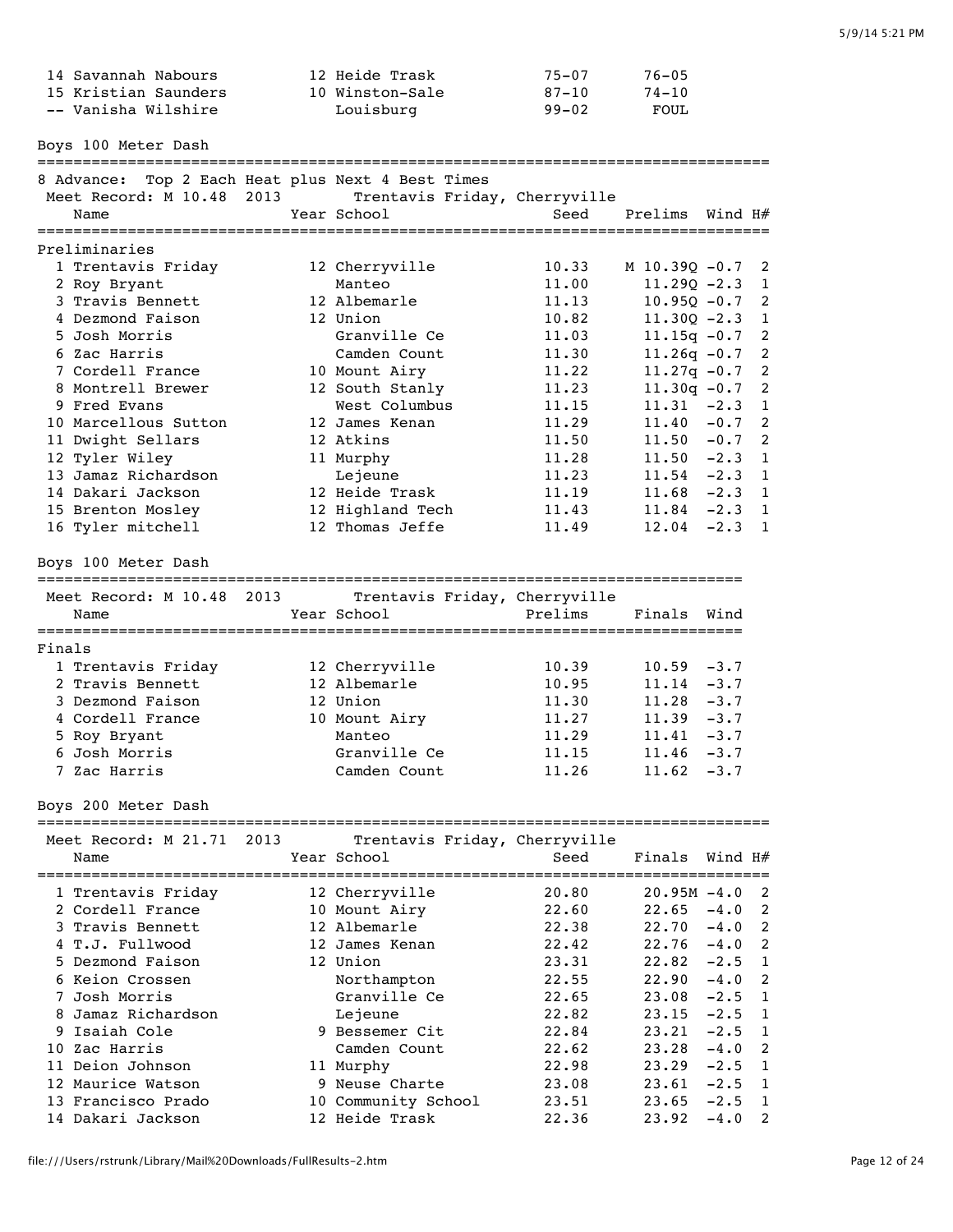| Place | Name | Year | School | Seed | Finals |
|---|---|---|---|---|---|
| 14 | Savannah Nabours | 12 | Heide Trask | 75-07 | 76-05 |
| 15 | Kristian Saunders | 10 | Winston-Sale | 87-10 | 74-10 |
| -- | Vanisha Wilshire | | Louisburg | 99-02 | FOUL |

## Boys 100 Meter Dash

8 Advance: Top 2 Each Heat plus Next 4 Best Times

Meet Record: M 10.48 2013 Trentavis Friday, Cherryville

### Preliminaries

| Place | Name | Year | School | Seed | Prelims | Wind | H# |
|---|---|---|---|---|---|---|---|
| 1 | Trentavis Friday | 12 | Cherryville | 10.33 | M 10.39Q | -0.7 | 2 |
| 2 | Roy Bryant | | Manteo | 11.00 | 11.29Q | -2.3 | 1 |
| 3 | Travis Bennett | 12 | Albemarle | 11.13 | 10.95Q | -0.7 | 2 |
| 4 | Dezmond Faison | 12 | Union | 10.82 | 11.30Q | -2.3 | 1 |
| 5 | Josh Morris | | Granville Ce | 11.03 | 11.15q | -0.7 | 2 |
| 6 | Zac Harris | | Camden Count | 11.30 | 11.26q | -0.7 | 2 |
| 7 | Cordell France | 10 | Mount Airy | 11.22 | 11.27q | -0.7 | 2 |
| 8 | Montrell Brewer | 12 | South Stanly | 11.23 | 11.30q | -0.7 | 2 |
| 9 | Fred Evans | | West Columbus | 11.15 | 11.31 | -2.3 | 1 |
| 10 | Marcellous Sutton | 12 | James Kenan | 11.29 | 11.40 | -0.7 | 2 |
| 11 | Dwight Sellars | 12 | Atkins | 11.50 | 11.50 | -0.7 | 2 |
| 12 | Tyler Wiley | 11 | Murphy | 11.28 | 11.50 | -2.3 | 1 |
| 13 | Jamaz Richardson | | Lejeune | 11.23 | 11.54 | -2.3 | 1 |
| 14 | Dakari Jackson | 12 | Heide Trask | 11.19 | 11.68 | -2.3 | 1 |
| 15 | Brenton Mosley | 12 | Highland Tech | 11.43 | 11.84 | -2.3 | 1 |
| 16 | Tyler mitchell | 12 | Thomas Jeffe | 11.49 | 12.04 | -2.3 | 1 |

## Boys 100 Meter Dash

Meet Record: M 10.48 2013 Trentavis Friday, Cherryville

### Finals

| Place | Name | Year | School | Prelims | Finals | Wind |
|---|---|---|---|---|---|---|
| 1 | Trentavis Friday | 12 | Cherryville | 10.39 | 10.59 | -3.7 |
| 2 | Travis Bennett | 12 | Albemarle | 10.95 | 11.14 | -3.7 |
| 3 | Dezmond Faison | 12 | Union | 11.30 | 11.28 | -3.7 |
| 4 | Cordell France | 10 | Mount Airy | 11.27 | 11.39 | -3.7 |
| 5 | Roy Bryant | | Manteo | 11.29 | 11.41 | -3.7 |
| 6 | Josh Morris | | Granville Ce | 11.15 | 11.46 | -3.7 |
| 7 | Zac Harris | | Camden Count | 11.26 | 11.62 | -3.7 |

## Boys 200 Meter Dash

Meet Record: M 21.71 2013 Trentavis Friday, Cherryville

| Place | Name | Year | School | Seed | Finals | Wind | H# |
|---|---|---|---|---|---|---|---|
| 1 | Trentavis Friday | 12 | Cherryville | 20.80 | 20.95M | -4.0 | 2 |
| 2 | Cordell France | 10 | Mount Airy | 22.60 | 22.65 | -4.0 | 2 |
| 3 | Travis Bennett | 12 | Albemarle | 22.38 | 22.70 | -4.0 | 2 |
| 4 | T.J. Fullwood | 12 | James Kenan | 22.42 | 22.76 | -4.0 | 2 |
| 5 | Dezmond Faison | 12 | Union | 23.31 | 22.82 | -2.5 | 1 |
| 6 | Keion Crossen | | Northampton | 22.55 | 22.90 | -4.0 | 2 |
| 7 | Josh Morris | | Granville Ce | 22.65 | 23.08 | -2.5 | 1 |
| 8 | Jamaz Richardson | | Lejeune | 22.82 | 23.15 | -2.5 | 1 |
| 9 | Isaiah Cole | 9 | Bessemer Cit | 22.84 | 23.21 | -2.5 | 1 |
| 10 | Zac Harris | | Camden Count | 22.62 | 23.28 | -4.0 | 2 |
| 11 | Deion Johnson | 11 | Murphy | 22.98 | 23.29 | -2.5 | 1 |
| 12 | Maurice Watson | 9 | Neuse Charte | 23.08 | 23.61 | -2.5 | 1 |
| 13 | Francisco Prado | 10 | Community School | 23.51 | 23.65 | -2.5 | 1 |
| 14 | Dakari Jackson | 12 | Heide Trask | 22.36 | 23.92 | -4.0 | 2 |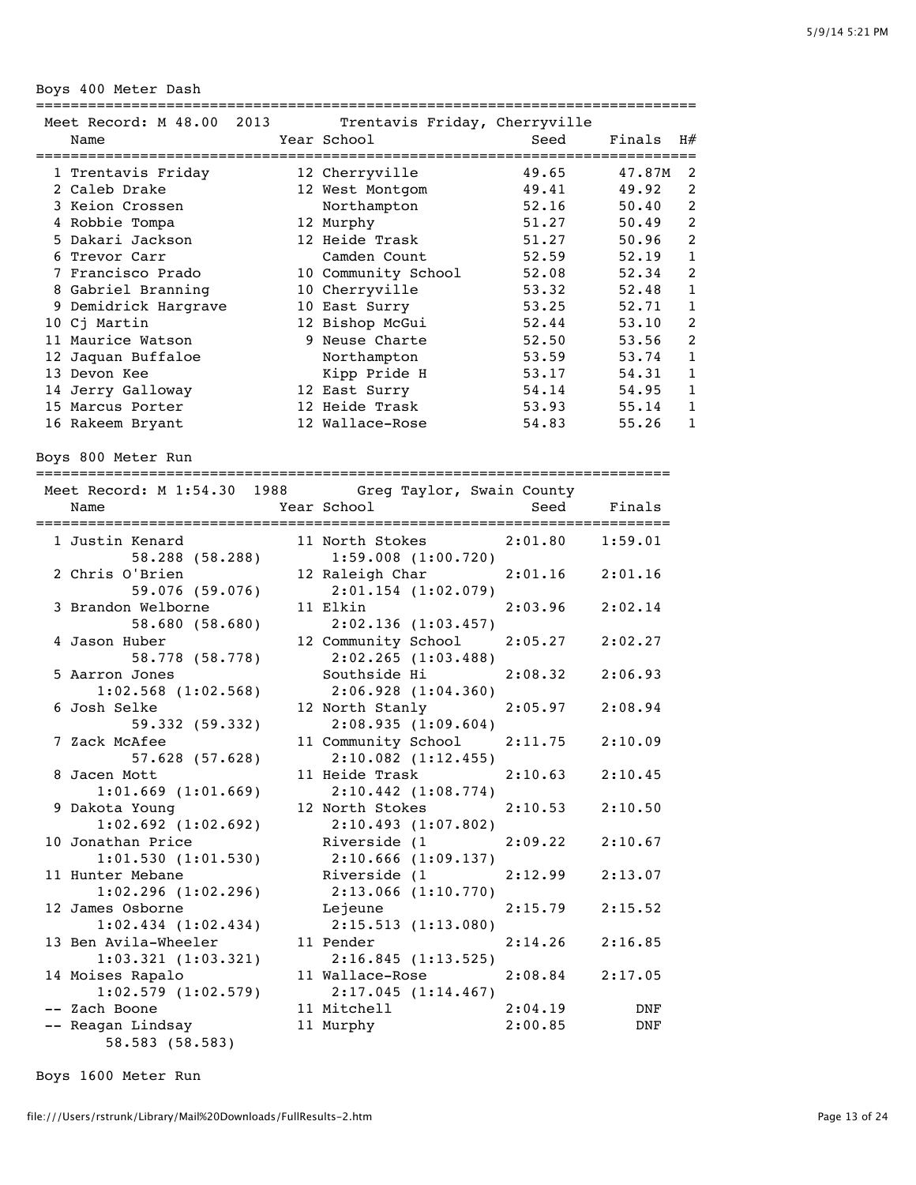## Boys 400 Meter Dash

Meet Record: M 48.00 2013 Trentavis Friday, Cherryville

| Place | Name | Year | School | Seed | Finals | H# |
|---|---|---|---|---|---|---|
| 1 | Trentavis Friday | 12 | Cherryville | 49.65 | 47.87M | 2 |
| 2 | Caleb Drake | 12 | West Montgom | 49.41 | 49.92 | 2 |
| 3 | Keion Crossen | | Northampton | 52.16 | 50.40 | 2 |
| 4 | Robbie Tompa | 12 | Murphy | 51.27 | 50.49 | 2 |
| 5 | Dakari Jackson | 12 | Heide Trask | 51.27 | 50.96 | 2 |
| 6 | Trevor Carr | | Camden Count | 52.59 | 52.19 | 1 |
| 7 | Francisco Prado | 10 | Community School | 52.08 | 52.34 | 2 |
| 8 | Gabriel Branning | 10 | Cherryville | 53.32 | 52.48 | 1 |
| 9 | Demidrick Hargrave | 10 | East Surry | 53.25 | 52.71 | 1 |
| 10 | Cj Martin | 12 | Bishop McGui | 52.44 | 53.10 | 2 |
| 11 | Maurice Watson | 9 | Neuse Charte | 52.50 | 53.56 | 2 |
| 12 | Jaquan Buffaloe | | Northampton | 53.59 | 53.74 | 1 |
| 13 | Devon Kee | | Kipp Pride H | 53.17 | 54.31 | 1 |
| 14 | Jerry Galloway | 12 | East Surry | 54.14 | 54.95 | 1 |
| 15 | Marcus Porter | 12 | Heide Trask | 53.93 | 55.14 | 1 |
| 16 | Rakeem Bryant | 12 | Wallace-Rose | 54.83 | 55.26 | 1 |

## Boys 800 Meter Run

Meet Record: M 1:54.30 1988 Greg Taylor, Swain County

| Place | Name | Year | School | Seed | Finals | Splits |
|---|---|---|---|---|---|---|
| 1 | Justin Kenard | 11 | North Stokes | 2:01.80 | 1:59.01 | 58.288 (58.288) 1:59.008 (1:00.720) |
| 2 | Chris O'Brien | 12 | Raleigh Char | 2:01.16 | 2:01.16 | 59.076 (59.076) 2:01.154 (1:02.079) |
| 3 | Brandon Welborne | 11 | Elkin | 2:03.96 | 2:02.14 | 58.680 (58.680) 2:02.136 (1:03.457) |
| 4 | Jason Huber | 12 | Community School | 2:05.27 | 2:02.27 | 58.778 (58.778) 2:02.265 (1:03.488) |
| 5 | Aarron Jones | | Southside Hi | 2:08.32 | 2:06.93 | 1:02.568 (1:02.568) 2:06.928 (1:04.360) |
| 6 | Josh Selke | 12 | North Stanly | 2:05.97 | 2:08.94 | 59.332 (59.332) 2:08.935 (1:09.604) |
| 7 | Zack McAfee | 11 | Community School | 2:11.75 | 2:10.09 | 57.628 (57.628) 2:10.082 (1:12.455) |
| 8 | Jacen Mott | 11 | Heide Trask | 2:10.63 | 2:10.45 | 1:01.669 (1:01.669) 2:10.442 (1:08.774) |
| 9 | Dakota Young | 12 | North Stokes | 2:10.53 | 2:10.50 | 1:02.692 (1:02.692) 2:10.493 (1:07.802) |
| 10 | Jonathan Price | | Riverside (1 | 2:09.22 | 2:10.67 | 1:01.530 (1:01.530) 2:10.666 (1:09.137) |
| 11 | Hunter Mebane | | Riverside (1 | 2:12.99 | 2:13.07 | 1:02.296 (1:02.296) 2:13.066 (1:10.770) |
| 12 | James Osborne | | Lejeune | 2:15.79 | 2:15.52 | 1:02.434 (1:02.434) 2:15.513 (1:13.080) |
| 13 | Ben Avila-Wheeler | 11 | Pender | 2:14.26 | 2:16.85 | 1:03.321 (1:03.321) 2:16.845 (1:13.525) |
| 14 | Moises Rapalo | 11 | Wallace-Rose | 2:08.84 | 2:17.05 | 1:02.579 (1:02.579) 2:17.045 (1:14.467) |
| -- | Zach Boone | 11 | Mitchell | 2:04.19 | DNF | |
| -- | Reagan Lindsay | 11 | Murphy | 2:00.85 | DNF | 58.583 (58.583) |

## Boys 1600 Meter Run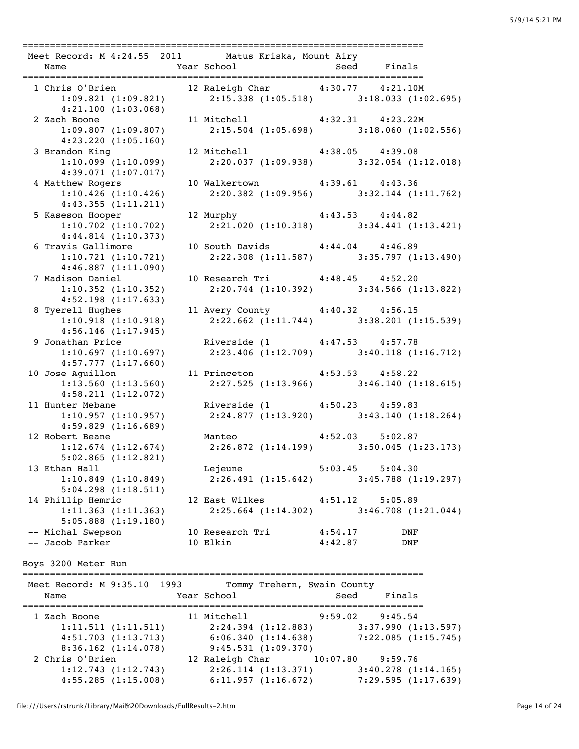Meet Record: M 4:24.55 2011 Matus Kriska, Mount Airy

| Place | Name | Year | School | Seed | Finals |
|---|---|---|---|---|---|
| 1 | Chris O'Brien | 12 | Raleigh Char | 4:30.77 | 4:21.10M |
| | 1:09.821 (1:09.821) | | 2:15.338 (1:05.518) | | 3:18.033 (1:02.695) |
| | 4:21.100 (1:03.068) | | | | |
| 2 | Zach Boone | 11 | Mitchell | 4:32.31 | 4:23.22M |
| | 1:09.807 (1:09.807) | | 2:15.504 (1:05.698) | | 3:18.060 (1:02.556) |
| | 4:23.220 (1:05.160) | | | | |
| 3 | Brandon King | 12 | Mitchell | 4:38.05 | 4:39.08 |
| | 1:10.099 (1:10.099) | | 2:20.037 (1:09.938) | | 3:32.054 (1:12.018) |
| | 4:39.071 (1:07.017) | | | | |
| 4 | Matthew Rogers | 10 | Walkertown | 4:39.61 | 4:43.36 |
| | 1:10.426 (1:10.426) | | 2:20.382 (1:09.956) | | 3:32.144 (1:11.762) |
| | 4:43.355 (1:11.211) | | | | |
| 5 | Kaseson Hooper | 12 | Murphy | 4:43.53 | 4:44.82 |
| | 1:10.702 (1:10.702) | | 2:21.020 (1:10.318) | | 3:34.441 (1:13.421) |
| | 4:44.814 (1:10.373) | | | | |
| 6 | Travis Gallimore | 10 | South Davids | 4:44.04 | 4:46.89 |
| | 1:10.721 (1:10.721) | | 2:22.308 (1:11.587) | | 3:35.797 (1:13.490) |
| | 4:46.887 (1:11.090) | | | | |
| 7 | Madison Daniel | 10 | Research Tri | 4:48.45 | 4:52.20 |
| | 1:10.352 (1:10.352) | | 2:20.744 (1:10.392) | | 3:34.566 (1:13.822) |
| | 4:52.198 (1:17.633) | | | | |
| 8 | Tyerell Hughes | 11 | Avery County | 4:40.32 | 4:56.15 |
| | 1:10.918 (1:10.918) | | 2:22.662 (1:11.744) | | 3:38.201 (1:15.539) |
| | 4:56.146 (1:17.945) | | | | |
| 9 | Jonathan Price | | Riverside (1 | 4:47.53 | 4:57.78 |
| | 1:10.697 (1:10.697) | | 2:23.406 (1:12.709) | | 3:40.118 (1:16.712) |
| | 4:57.777 (1:17.660) | | | | |
| 10 | Jose Aguillon | 11 | Princeton | 4:53.53 | 4:58.22 |
| | 1:13.560 (1:13.560) | | 2:27.525 (1:13.966) | | 3:46.140 (1:18.615) |
| | 4:58.211 (1:12.072) | | | | |
| 11 | Hunter Mebane | | Riverside (1 | 4:50.23 | 4:59.83 |
| | 1:10.957 (1:10.957) | | 2:24.877 (1:13.920) | | 3:43.140 (1:18.264) |
| | 4:59.829 (1:16.689) | | | | |
| 12 | Robert Beane | | Manteo | 4:52.03 | 5:02.87 |
| | 1:12.674 (1:12.674) | | 2:26.872 (1:14.199) | | 3:50.045 (1:23.173) |
| | 5:02.865 (1:12.821) | | | | |
| 13 | Ethan Hall | | Lejeune | 5:03.45 | 5:04.30 |
| | 1:10.849 (1:10.849) | | 2:26.491 (1:15.642) | | 3:45.788 (1:19.297) |
| | 5:04.298 (1:18.511) | | | | |
| 14 | Phillip Hemric | 12 | East Wilkes | 4:51.12 | 5:05.89 |
| | 1:11.363 (1:11.363) | | 2:25.664 (1:14.302) | | 3:46.708 (1:21.044) |
| | 5:05.888 (1:19.180) | | | | |
| -- | Michal Swepson | 10 | Research Tri | 4:54.17 | DNF |
| -- | Jacob Parker | 10 | Elkin | 4:42.87 | DNF |

## Boys 3200 Meter Run

Meet Record: M 9:35.10 1993 Tommy Trehern, Swain County

| Place | Name | Year | School | Seed | Finals |
|---|---|---|---|---|---|
| 1 | Zach Boone | 11 | Mitchell | 9:59.02 | 9:45.54 |
| | 1:11.511 (1:11.511) | | 2:24.394 (1:12.883) | | 3:37.990 (1:13.597) |
| | 4:51.703 (1:13.713) | | 6:06.340 (1:14.638) | | 7:22.085 (1:15.745) |
| | 8:36.162 (1:14.078) | | 9:45.531 (1:09.370) | | |
| 2 | Chris O'Brien | 12 | Raleigh Char | 10:07.80 | 9:59.76 |
| | 1:12.743 (1:12.743) | | 2:26.114 (1:13.371) | | 3:40.278 (1:14.165) |
| | 4:55.285 (1:15.008) | | 6:11.957 (1:16.672) | | 7:29.595 (1:17.639) |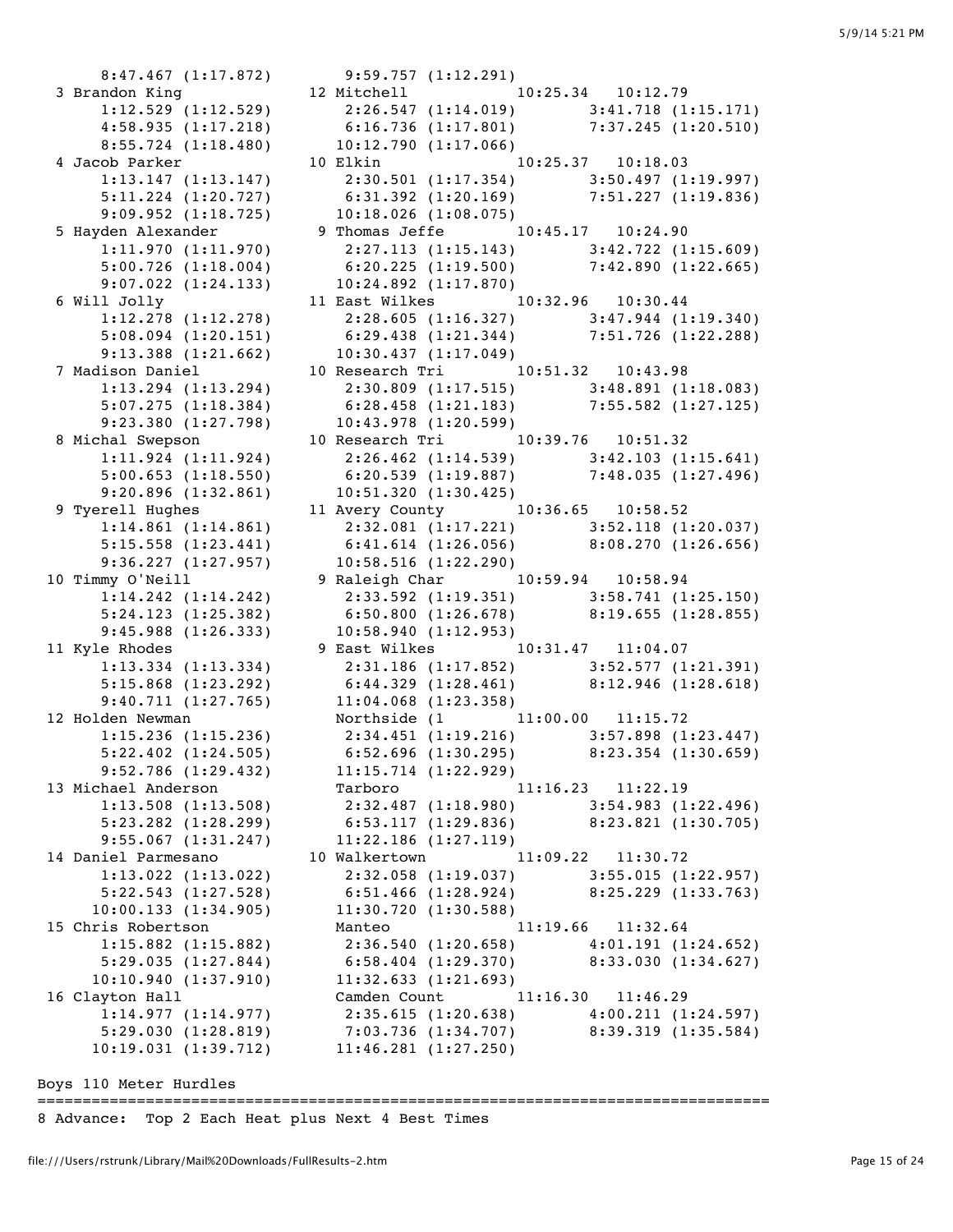```
      8:47.467 (1:17.872)       9:59.757 (1:12.291)
  3 Brandon King           12 Mitchell             10:25.34   10:12.79
      1:12.529 (1:12.529)       2:26.547 (1:14.019)       3:41.718 (1:15.171)
      4:58.935 (1:17.218)       6:16.736 (1:17.801)       7:37.245 (1:20.510)
      8:55.724 (1:18.480)      10:12.790 (1:17.066)
  4 Jacob Parker           10 Elkin                10:25.37   10:18.03
      1:13.147 (1:13.147)       2:30.501 (1:17.354)       3:50.497 (1:19.997)
      5:11.224 (1:20.727)       6:31.392 (1:20.169)       7:51.227 (1:19.836)
      9:09.952 (1:18.725)      10:18.026 (1:08.075)
  5 Hayden Alexander        9 Thomas Jeffe         10:45.17   10:24.90
      1:11.970 (1:11.970)       2:27.113 (1:15.143)       3:42.722 (1:15.609)
      5:00.726 (1:18.004)       6:20.225 (1:19.500)       7:42.890 (1:22.665)
      9:07.022 (1:24.133)      10:24.892 (1:17.870)
  6 Will Jolly             11 East Wilkes          10:32.96   10:30.44
      1:12.278 (1:12.278)       2:28.605 (1:16.327)       3:47.944 (1:19.340)
      5:08.094 (1:20.151)       6:29.438 (1:21.344)       7:51.726 (1:22.288)
      9:13.388 (1:21.662)      10:30.437 (1:17.049)
  7 Madison Daniel         10 Research Tri         10:51.32   10:43.98
      1:13.294 (1:13.294)       2:30.809 (1:17.515)       3:48.891 (1:18.083)
      5:07.275 (1:18.384)       6:28.458 (1:21.183)       7:55.582 (1:27.125)
      9:23.380 (1:27.798)      10:43.978 (1:20.599)
  8 Michal Swepson         10 Research Tri         10:39.76   10:51.32
      1:11.924 (1:11.924)       2:26.462 (1:14.539)       3:42.103 (1:15.641)
      5:00.653 (1:18.550)       6:20.539 (1:19.887)       7:48.035 (1:27.496)
      9:20.896 (1:32.861)      10:51.320 (1:30.425)
  9 Tyerell Hughes         11 Avery County         10:36.65   10:58.52
      1:14.861 (1:14.861)       2:32.081 (1:17.221)       3:52.118 (1:20.037)
      5:15.558 (1:23.441)       6:41.614 (1:26.056)       8:08.270 (1:26.656)
      9:36.227 (1:27.957)      10:58.516 (1:22.290)
 10 Timmy O'Neill           9 Raleigh Char         10:59.94   10:58.94
      1:14.242 (1:14.242)       2:33.592 (1:19.351)       3:58.741 (1:25.150)
      5:24.123 (1:25.382)       6:50.800 (1:26.678)       8:19.655 (1:28.855)
      9:45.988 (1:26.333)      10:58.940 (1:12.953)
 11 Kyle Rhodes             9 East Wilkes          10:31.47   11:04.07
      1:13.334 (1:13.334)       2:31.186 (1:17.852)       3:52.577 (1:21.391)
      5:15.868 (1:23.292)       6:44.329 (1:28.461)       8:12.946 (1:28.618)
      9:40.711 (1:27.765)      11:04.068 (1:23.358)
 12 Holden Newman             Northside (1         11:00.00   11:15.72
      1:15.236 (1:15.236)       2:34.451 (1:19.216)       3:57.898 (1:23.447)
      5:22.402 (1:24.505)       6:52.696 (1:30.295)       8:23.354 (1:30.659)
      9:52.786 (1:29.432)      11:15.714 (1:22.929)
 13 Michael Anderson          Tarboro              11:16.23   11:22.19
      1:13.508 (1:13.508)       2:32.487 (1:18.980)       3:54.983 (1:22.496)
      5:23.282 (1:28.299)       6:53.117 (1:29.836)       8:23.821 (1:30.705)
      9:55.067 (1:31.247)      11:22.186 (1:27.119)
 14 Daniel Parmesano       10 Walkertown           11:09.22   11:30.72
      1:13.022 (1:13.022)       2:32.058 (1:19.037)       3:55.015 (1:22.957)
      5:22.543 (1:27.528)       6:51.466 (1:28.924)       8:25.229 (1:33.763)
     10:00.133 (1:34.905)      11:30.720 (1:30.588)
 15 Chris Robertson           Manteo               11:19.66   11:32.64
      1:15.882 (1:15.882)       2:36.540 (1:20.658)       4:01.191 (1:24.652)
      5:29.035 (1:27.844)       6:58.404 (1:29.370)       8:33.030 (1:34.627)
     10:10.940 (1:37.910)      11:32.633 (1:21.693)
 16 Clayton Hall              Camden Count         11:16.30   11:46.29
      1:14.977 (1:14.977)       2:35.615 (1:20.638)       4:00.211 (1:24.597)
      5:29.030 (1:28.819)       7:03.736 (1:34.707)       8:39.319 (1:35.584)
     10:19.031 (1:39.712)      11:46.281 (1:27.250)
```

Boys 110 Meter Hurdles

```
================================================================================
8 Advance:  Top 2 Each Heat plus Next 4 Best Times
```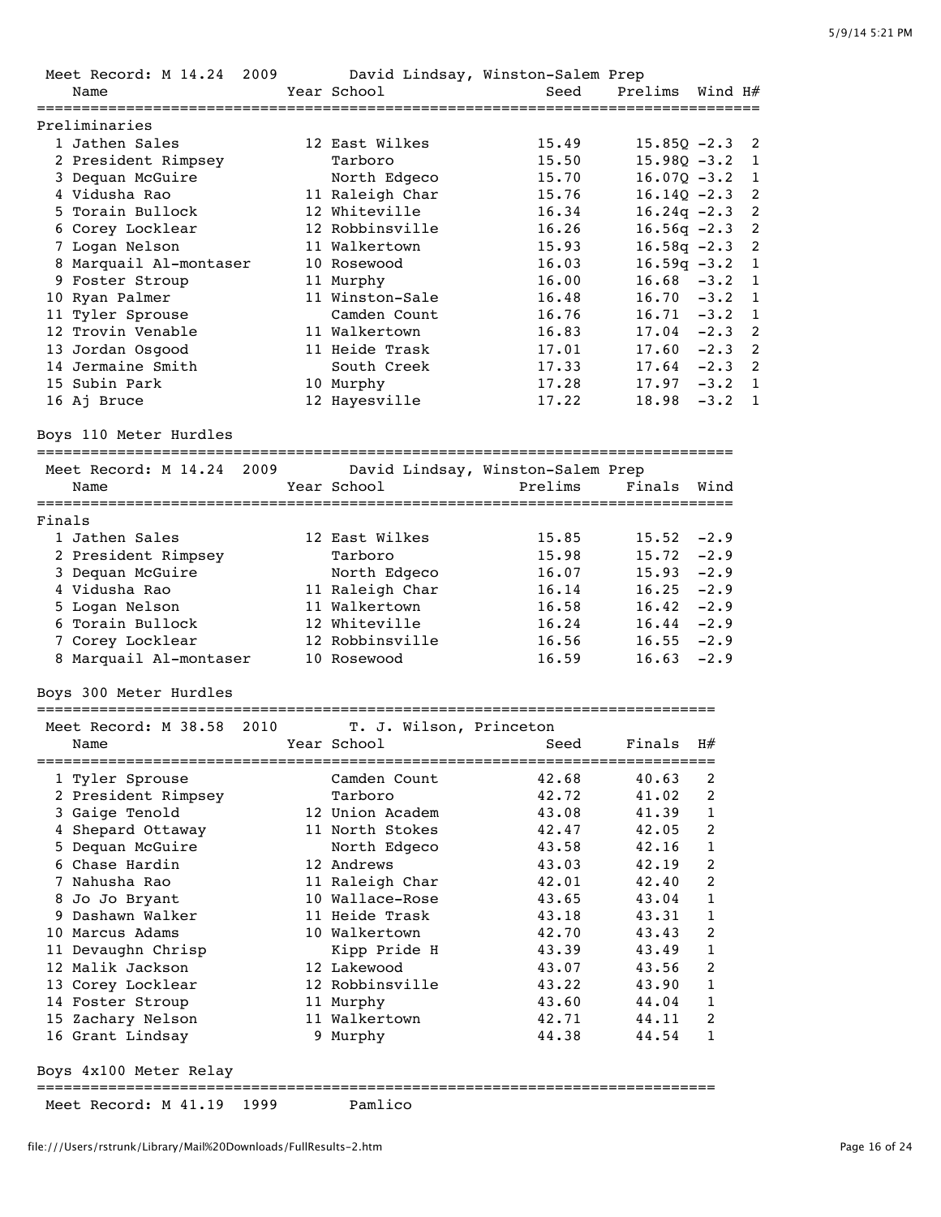Meet Record: M 14.24 2009 David Lindsay, Winston-Salem Prep

Preliminaries

| | Name | Year | School | Seed | Prelims | Wind | H# |
|---|---|---|---|---|---|---|---|
| 1 | Jathen Sales | 12 | East Wilkes | 15.49 | 15.85Q | -2.3 | 2 |
| 2 | President Rimpsey | | Tarboro | 15.50 | 15.98Q | -3.2 | 1 |
| 3 | Dequan McGuire | | North Edgeco | 15.70 | 16.07Q | -3.2 | 1 |
| 4 | Vidusha Rao | 11 | Raleigh Char | 15.76 | 16.14Q | -2.3 | 2 |
| 5 | Torain Bullock | 12 | Whiteville | 16.34 | 16.24q | -2.3 | 2 |
| 6 | Corey Locklear | 12 | Robbinsville | 16.26 | 16.56q | -2.3 | 2 |
| 7 | Logan Nelson | 11 | Walkertown | 15.93 | 16.58q | -2.3 | 2 |
| 8 | Marquail Al-montaser | 10 | Rosewood | 16.03 | 16.59q | -3.2 | 1 |
| 9 | Foster Stroup | 11 | Murphy | 16.00 | 16.68 | -3.2 | 1 |
| 10 | Ryan Palmer | 11 | Winston-Sale | 16.48 | 16.70 | -3.2 | 1 |
| 11 | Tyler Sprouse | | Camden Count | 16.76 | 16.71 | -3.2 | 1 |
| 12 | Trovin Venable | 11 | Walkertown | 16.83 | 17.04 | -2.3 | 2 |
| 13 | Jordan Osgood | 11 | Heide Trask | 17.01 | 17.60 | -2.3 | 2 |
| 14 | Jermaine Smith | | South Creek | 17.33 | 17.64 | -2.3 | 2 |
| 15 | Subin Park | 10 | Murphy | 17.28 | 17.97 | -3.2 | 1 |
| 16 | Aj Bruce | 12 | Hayesville | 17.22 | 18.98 | -3.2 | 1 |

## Boys 110 Meter Hurdles

Meet Record: M 14.24 2009 David Lindsay, Winston-Salem Prep

Finals

| | Name | Year | School | Prelims | Finals | Wind |
|---|---|---|---|---|---|---|
| 1 | Jathen Sales | 12 | East Wilkes | 15.85 | 15.52 | -2.9 |
| 2 | President Rimpsey | | Tarboro | 15.98 | 15.72 | -2.9 |
| 3 | Dequan McGuire | | North Edgeco | 16.07 | 15.93 | -2.9 |
| 4 | Vidusha Rao | 11 | Raleigh Char | 16.14 | 16.25 | -2.9 |
| 5 | Logan Nelson | 11 | Walkertown | 16.58 | 16.42 | -2.9 |
| 6 | Torain Bullock | 12 | Whiteville | 16.24 | 16.44 | -2.9 |
| 7 | Corey Locklear | 12 | Robbinsville | 16.56 | 16.55 | -2.9 |
| 8 | Marquail Al-montaser | 10 | Rosewood | 16.59 | 16.63 | -2.9 |

## Boys 300 Meter Hurdles

Meet Record: M 38.58 2010 T. J. Wilson, Princeton

| | Name | Year | School | Seed | Finals | H# |
|---|---|---|---|---|---|---|
| 1 | Tyler Sprouse | | Camden Count | 42.68 | 40.63 | 2 |
| 2 | President Rimpsey | | Tarboro | 42.72 | 41.02 | 2 |
| 3 | Gaige Tenold | 12 | Union Academ | 43.08 | 41.39 | 1 |
| 4 | Shepard Ottaway | 11 | North Stokes | 42.47 | 42.05 | 2 |
| 5 | Dequan McGuire | | North Edgeco | 43.58 | 42.16 | 1 |
| 6 | Chase Hardin | 12 | Andrews | 43.03 | 42.19 | 2 |
| 7 | Nahusha Rao | 11 | Raleigh Char | 42.01 | 42.40 | 2 |
| 8 | Jo Jo Bryant | 10 | Wallace-Rose | 43.65 | 43.04 | 1 |
| 9 | Dashawn Walker | 11 | Heide Trask | 43.18 | 43.31 | 1 |
| 10 | Marcus Adams | 10 | Walkertown | 42.70 | 43.43 | 2 |
| 11 | Devaughn Chrisp | | Kipp Pride H | 43.39 | 43.49 | 1 |
| 12 | Malik Jackson | 12 | Lakewood | 43.07 | 43.56 | 2 |
| 13 | Corey Locklear | 12 | Robbinsville | 43.22 | 43.90 | 1 |
| 14 | Foster Stroup | 11 | Murphy | 43.60 | 44.04 | 1 |
| 15 | Zachary Nelson | 11 | Walkertown | 42.71 | 44.11 | 2 |
| 16 | Grant Lindsay | 9 | Murphy | 44.38 | 44.54 | 1 |

## Boys 4x100 Meter Relay

Meet Record: M 41.19 1999 Pamlico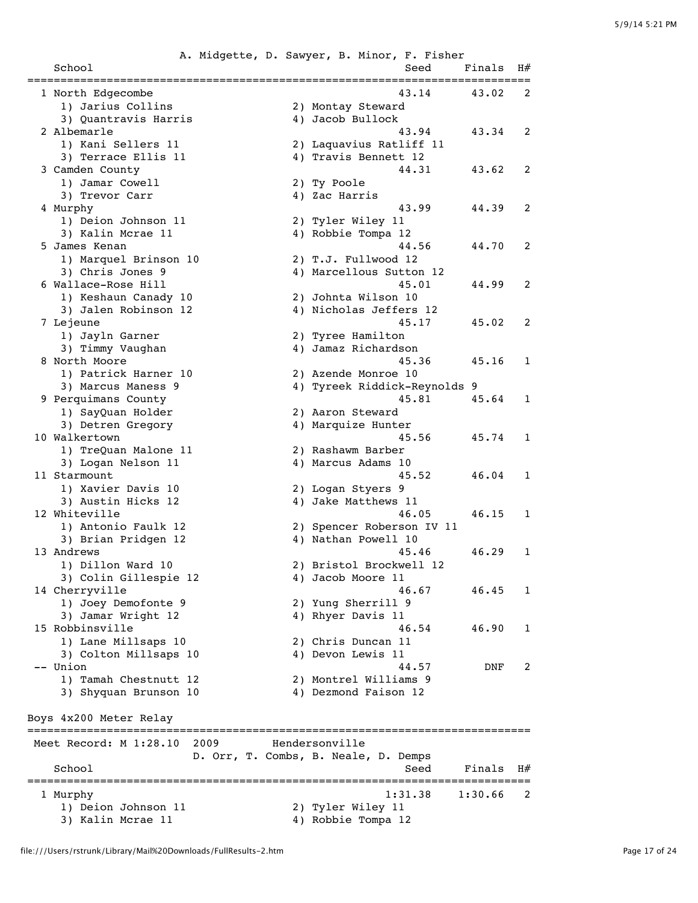A. Midgette, D. Sawyer, B. Minor, F. Fisher

| Place | School | Seed | Finals | H# |
|---|---|---|---|---|
| 1 | North Edgecombe | 43.14 | 43.02 | 2 |
| | 1) Jarius Collins, 2) Montay Steward, 3) Quantravis Harris, 4) Jacob Bullock | | | |
| 2 | Albemarle | 43.94 | 43.34 | 2 |
| | 1) Kani Sellers 11, 2) Laquavius Ratliff 11, 3) Terrace Ellis 11, 4) Travis Bennett 12 | | | |
| 3 | Camden County | 44.31 | 43.62 | 2 |
| | 1) Jamar Cowell, 2) Ty Poole, 3) Trevor Carr, 4) Zac Harris | | | |
| 4 | Murphy | 43.99 | 44.39 | 2 |
| | 1) Deion Johnson 11, 2) Tyler Wiley 11, 3) Kalin Mcrae 11, 4) Robbie Tompa 12 | | | |
| 5 | James Kenan | 44.56 | 44.70 | 2 |
| | 1) Marquel Brinson 10, 2) T.J. Fullwood 12, 3) Chris Jones 9, 4) Marcellous Sutton 12 | | | |
| 6 | Wallace-Rose Hill | 45.01 | 44.99 | 2 |
| | 1) Keshaun Canady 10, 2) Johnta Wilson 10, 3) Jalen Robinson 12, 4) Nicholas Jeffers 12 | | | |
| 7 | Lejeune | 45.17 | 45.02 | 2 |
| | 1) Jayln Garner, 2) Tyree Hamilton, 3) Timmy Vaughan, 4) Jamaz Richardson | | | |
| 8 | North Moore | 45.36 | 45.16 | 1 |
| | 1) Patrick Harner 10, 2) Azende Monroe 10, 3) Marcus Maness 9, 4) Tyreek Riddick-Reynolds 9 | | | |
| 9 | Perquimans County | 45.81 | 45.64 | 1 |
| | 1) SayQuan Holder, 2) Aaron Steward, 3) Detren Gregory, 4) Marquize Hunter | | | |
| 10 | Walkertown | 45.56 | 45.74 | 1 |
| | 1) TreQuan Malone 11, 2) Rashawm Barber, 3) Logan Nelson 11, 4) Marcus Adams 10 | | | |
| 11 | Starmount | 45.52 | 46.04 | 1 |
| | 1) Xavier Davis 10, 2) Logan Styers 9, 3) Austin Hicks 12, 4) Jake Matthews 11 | | | |
| 12 | Whiteville | 46.05 | 46.15 | 1 |
| | 1) Antonio Faulk 12, 2) Spencer Roberson IV 11, 3) Brian Pridgen 12, 4) Nathan Powell 10 | | | |
| 13 | Andrews | 45.46 | 46.29 | 1 |
| | 1) Dillon Ward 10, 2) Bristol Brockwell 12, 3) Colin Gillespie 12, 4) Jacob Moore 11 | | | |
| 14 | Cherryville | 46.67 | 46.45 | 1 |
| | 1) Joey Demofonte 9, 2) Yung Sherrill 9, 3) Jamar Wright 12, 4) Rhyer Davis 11 | | | |
| 15 | Robbinsville | 46.54 | 46.90 | 1 |
| | 1) Lane Millsaps 10, 2) Chris Duncan 11, 3) Colton Millsaps 10, 4) Devon Lewis 11 | | | |
| -- | Union | 44.57 | DNF | 2 |
| | 1) Tamah Chestnutt 12, 2) Montrel Williams 9, 3) Shyquan Brunson 10, 4) Dezmond Faison 12 | | | |

## Boys 4x200 Meter Relay

Meet Record: M 1:28.10 2009 Hendersonville
D. Orr, T. Combs, B. Neale, D. Demps

| Place | School | Seed | Finals | H# |
|---|---|---|---|---|
| 1 | Murphy | 1:31.38 | 1:30.66 | 2 |
| | 1) Deion Johnson 11, 2) Tyler Wiley 11, 3) Kalin Mcrae 11, 4) Robbie Tompa 12 | | | |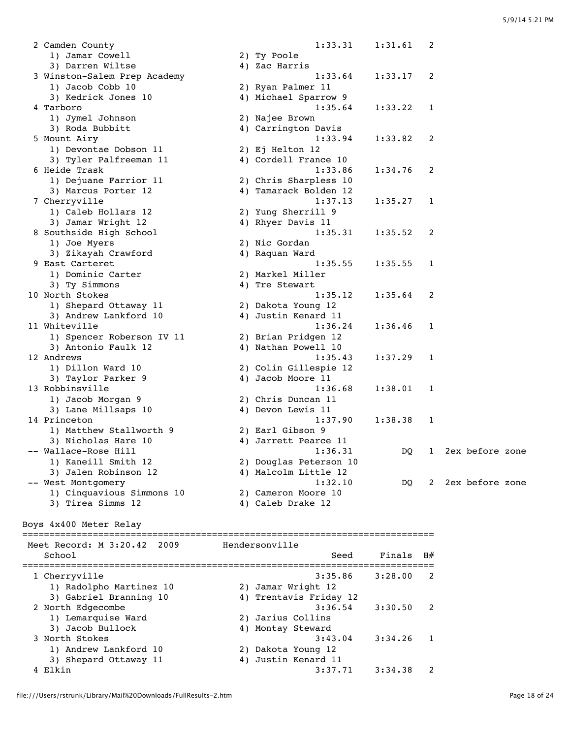```
  2 Camden County                                    1:33.31    1:31.61   2
     1) Jamar Cowell                    2) Ty Poole
     3) Darren Wiltse                   4) Zac Harris
  3 Winston-Salem Prep Academy                       1:33.64    1:33.17   2
     1) Jacob Cobb 10                   2) Ryan Palmer 11
     3) Kedrick Jones 10                4) Michael Sparrow 9
  4 Tarboro                                          1:35.64    1:33.22   1
     1) Jymel Johnson                   2) Najee Brown
     3) Roda Bubbitt                    4) Carrington Davis
  5 Mount Airy                                       1:33.94    1:33.82   2
     1) Devontae Dobson 11              2) Ej Helton 12
     3) Tyler Palfreeman 11             4) Cordell France 10
  6 Heide Trask                                      1:33.86    1:34.76   2
     1) Dejuane Farrior 11              2) Chris Sharpless 10
     3) Marcus Porter 12                4) Tamarack Bolden 12
  7 Cherryville                                      1:37.13    1:35.27   1
     1) Caleb Hollars 12                2) Yung Sherrill 9
     3) Jamar Wright 12                 4) Rhyer Davis 11
  8 Southside High School                            1:35.31    1:35.52   2
     1) Joe Myers                       2) Nic Gordan
     3) Zikayah Crawford                4) Raquan Ward
  9 East Carteret                                    1:35.55    1:35.55   1
     1) Dominic Carter                  2) Markel Miller
     3) Ty Simmons                      4) Tre Stewart
 10 North Stokes                                     1:35.12    1:35.64   2
     1) Shepard Ottaway 11              2) Dakota Young 12
     3) Andrew Lankford 10              4) Justin Kenard 11
 11 Whiteville                                       1:36.24    1:36.46   1
     1) Spencer Roberson IV 11          2) Brian Pridgen 12
     3) Antonio Faulk 12                4) Nathan Powell 10
 12 Andrews                                          1:35.43    1:37.29   1
     1) Dillon Ward 10                  2) Colin Gillespie 12
     3) Taylor Parker 9                 4) Jacob Moore 11
 13 Robbinsville                                     1:36.68    1:38.01   1
     1) Jacob Morgan 9                  2) Chris Duncan 11
     3) Lane Millsaps 10                4) Devon Lewis 11
 14 Princeton                                        1:37.90    1:38.38   1
     1) Matthew Stallworth 9            2) Earl Gibson 9
     3) Nicholas Hare 10                4) Jarrett Pearce 11
 -- Wallace-Rose Hill                                1:36.31         DQ   1  2ex before zone
     1) Kaneill Smith 12                2) Douglas Peterson 10
     3) Jalen Robinson 12               4) Malcolm Little 12
 -- West Montgomery                                  1:32.10         DQ   2  2ex before zone
     1) Cinquavious Simmons 10          2) Cameron Moore 10
     3) Tirea Simms 12                  4) Caleb Drake 12
```

## Boys 4x400 Meter Relay

```
=============================================================================
 Meet Record: M 3:20.42  2009        Hendersonville
   School                                              Seed     Finals  H#
=============================================================================
  1 Cherryville                                      3:35.86    3:28.00   2
     1) Radolpho Martinez 10            2) Jamar Wright 12
     3) Gabriel Branning 10             4) Trentavis Friday 12
  2 North Edgecombe                                  3:36.54    3:30.50   2
     1) Lemarquise Ward                 2) Jarius Collins
     3) Jacob Bullock                   4) Montay Steward
  3 North Stokes                                     3:43.04    3:34.26   1
     1) Andrew Lankford 10              2) Dakota Young 12
     3) Shepard Ottaway 11              4) Justin Kenard 11
  4 Elkin                                            3:37.71    3:34.38   2
```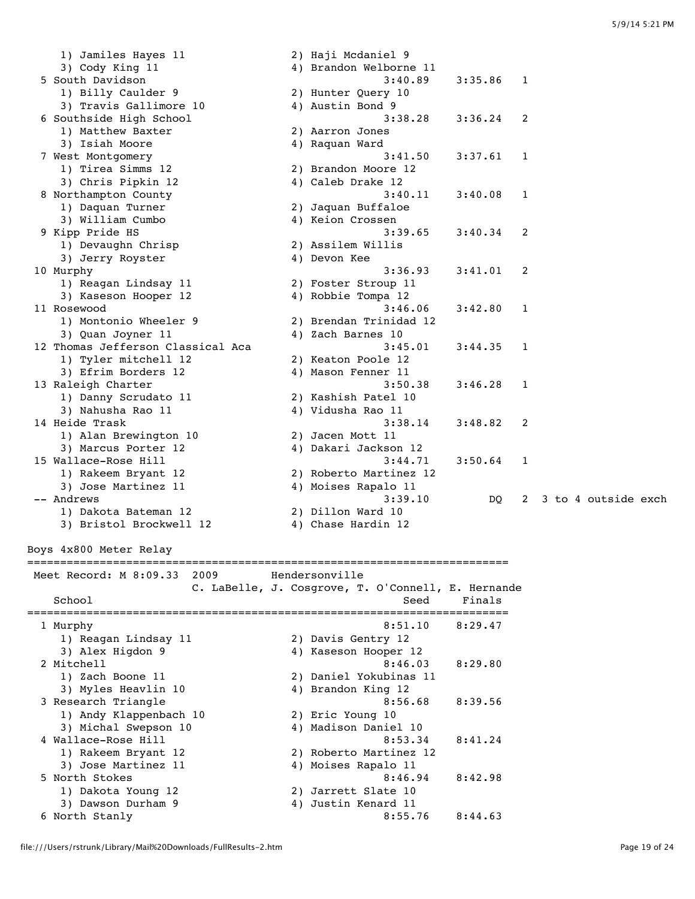```
    1) Jamiles Hayes 11            2) Haji Mcdaniel 9
    3) Cody King 11                4) Brandon Welborne 11
  5 South Davidson                              3:40.89    3:35.86   1
    1) Billy Caulder 9             2) Hunter Query 10
    3) Travis Gallimore 10         4) Austin Bond 9
  6 Southside High School                       3:38.28    3:36.24   2
    1) Matthew Baxter              2) Aarron Jones
    3) Isiah Moore                 4) Raquan Ward
  7 West Montgomery                             3:41.50    3:37.61   1
    1) Tirea Simms 12              2) Brandon Moore 12
    3) Chris Pipkin 12             4) Caleb Drake 12
  8 Northampton County                          3:40.11    3:40.08   1
    1) Daquan Turner               2) Jaquan Buffaloe
    3) William Cumbo               4) Keion Crossen
  9 Kipp Pride HS                               3:39.65    3:40.34   2
    1) Devaughn Chrisp             2) Assilem Willis
    3) Jerry Royster               4) Devon Kee
 10 Murphy                                      3:36.93    3:41.01   2
    1) Reagan Lindsay 11           2) Foster Stroup 11
    3) Kaseson Hooper 12           4) Robbie Tompa 12
 11 Rosewood                                    3:46.06    3:42.80   1
    1) Montonio Wheeler 9          2) Brendan Trinidad 12
    3) Quan Joyner 11              4) Zach Barnes 10
 12 Thomas Jefferson Classical Aca              3:45.01    3:44.35   1
    1) Tyler mitchell 12           2) Keaton Poole 12
    3) Efrim Borders 12            4) Mason Fenner 11
 13 Raleigh Charter                             3:50.38    3:46.28   1
    1) Danny Scrudato 11           2) Kashish Patel 10
    3) Nahusha Rao 11              4) Vidusha Rao 11
 14 Heide Trask                                 3:38.14    3:48.82   2
    1) Alan Brewington 10          2) Jacen Mott 11
    3) Marcus Porter 12            4) Dakari Jackson 12
 15 Wallace-Rose Hill                           3:44.71    3:50.64   1
    1) Rakeem Bryant 12            2) Roberto Martinez 12
    3) Jose Martinez 11            4) Moises Rapalo 11
 -- Andrews                                     3:39.10         DQ   2  3 to 4 outside exch
    1) Dakota Bateman 12           2) Dillon Ward 10
    3) Bristol Brockwell 12        4) Chase Hardin 12

Boys 4x800 Meter Relay
========================================================================
 Meet Record: M 8:09.33  2009       Hendersonville
                   C. LaBelle, J. Cosgrove, T. O'Connell, E. Hernande
    School                                         Seed     Finals
========================================================================
  1 Murphy                                      8:51.10    8:29.47
    1) Reagan Lindsay 11           2) Davis Gentry 12
    3) Alex Higdon 9               4) Kaseson Hooper 12
  2 Mitchell                                    8:46.03    8:29.80
    1) Zach Boone 11               2) Daniel Yokubinas 11
    3) Myles Heavlin 10            4) Brandon King 12
  3 Research Triangle                           8:56.68    8:39.56
    1) Andy Klappenbach 10         2) Eric Young 10
    3) Michal Swepson 10           4) Madison Daniel 10
  4 Wallace-Rose Hill                           8:53.34    8:41.24
    1) Rakeem Bryant 12            2) Roberto Martinez 12
    3) Jose Martinez 11            4) Moises Rapalo 11
  5 North Stokes                                8:46.94    8:42.98
    1) Dakota Young 12             2) Jarrett Slate 10
    3) Dawson Durham 9             4) Justin Kenard 11
  6 North Stanly                                8:55.76    8:44.63
```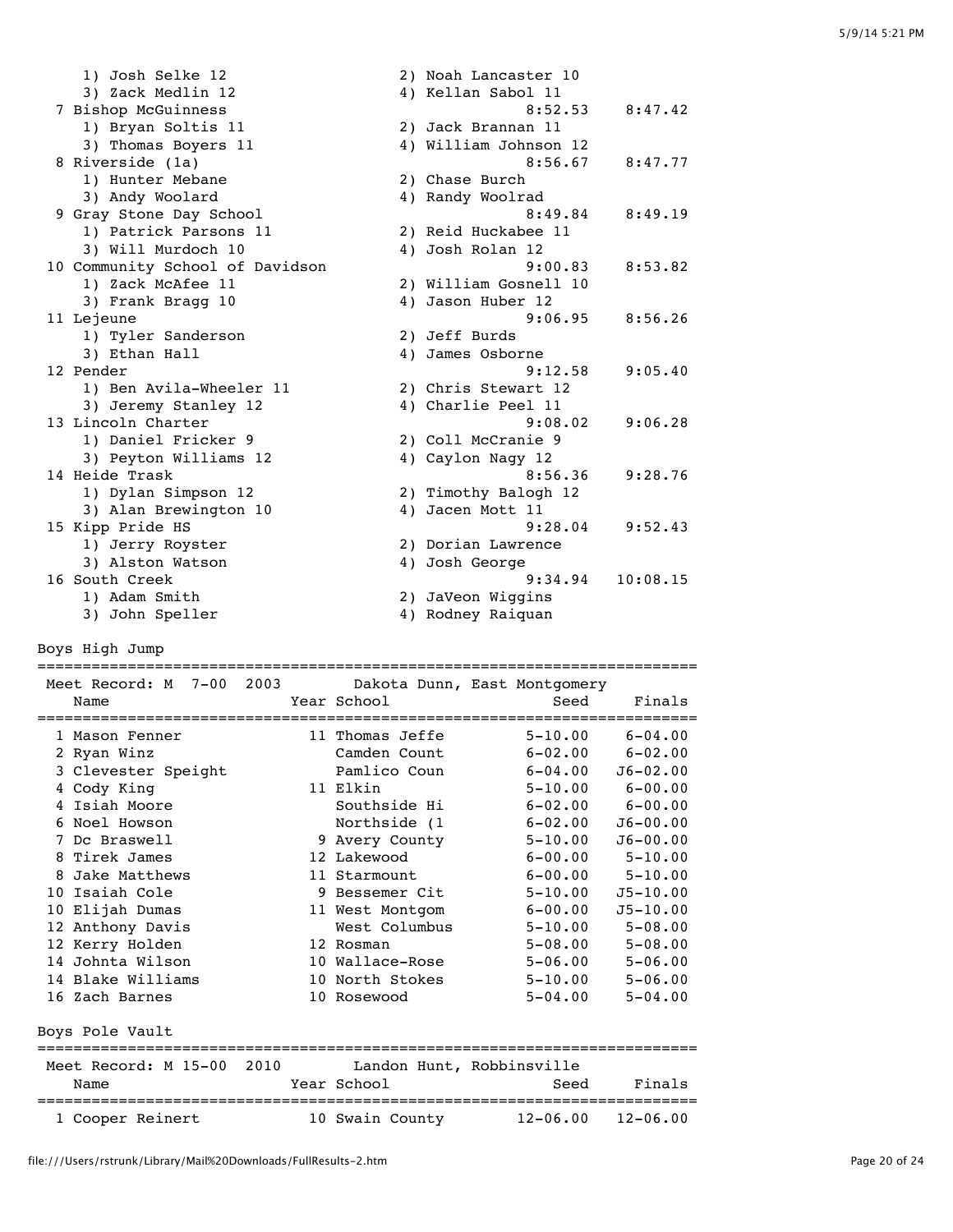| Place | School / Runners | | Seed | Finals |
|---|---|---|---|---|
| | 1) Josh Selke 12 | 2) Noah Lancaster 10 | | |
| | 3) Zack Medlin 12 | 4) Kellan Sabol 11 | | |
| 7 | Bishop McGuinness | | 8:52.53 | 8:47.42 |
| | 1) Bryan Soltis 11 | 2) Jack Brannan 11 | | |
| | 3) Thomas Boyers 11 | 4) William Johnson 12 | | |
| 8 | Riverside (1a) | | 8:56.67 | 8:47.77 |
| | 1) Hunter Mebane | 2) Chase Burch | | |
| | 3) Andy Woolard | 4) Randy Woolrad | | |
| 9 | Gray Stone Day School | | 8:49.84 | 8:49.19 |
| | 1) Patrick Parsons 11 | 2) Reid Huckabee 11 | | |
| | 3) Will Murdoch 10 | 4) Josh Rolan 12 | | |
| 10 | Community School of Davidson | | 9:00.83 | 8:53.82 |
| | 1) Zack McAfee 11 | 2) William Gosnell 10 | | |
| | 3) Frank Bragg 10 | 4) Jason Huber 12 | | |
| 11 | Lejeune | | 9:06.95 | 8:56.26 |
| | 1) Tyler Sanderson | 2) Jeff Burds | | |
| | 3) Ethan Hall | 4) James Osborne | | |
| 12 | Pender | | 9:12.58 | 9:05.40 |
| | 1) Ben Avila-Wheeler 11 | 2) Chris Stewart 12 | | |
| | 3) Jeremy Stanley 12 | 4) Charlie Peel 11 | | |
| 13 | Lincoln Charter | | 9:08.02 | 9:06.28 |
| | 1) Daniel Fricker 9 | 2) Coll McCranie 9 | | |
| | 3) Peyton Williams 12 | 4) Caylon Nagy 12 | | |
| 14 | Heide Trask | | 8:56.36 | 9:28.76 |
| | 1) Dylan Simpson 12 | 2) Timothy Balogh 12 | | |
| | 3) Alan Brewington 10 | 4) Jacen Mott 11 | | |
| 15 | Kipp Pride HS | | 9:28.04 | 9:52.43 |
| | 1) Jerry Royster | 2) Dorian Lawrence | | |
| | 3) Alston Watson | 4) Josh George | | |
| 16 | South Creek | | 9:34.94 | 10:08.15 |
| | 1) Adam Smith | 2) JaVeon Wiggins | | |
| | 3) John Speller | 4) Rodney Raiquan | | |

## Boys High Jump

Meet Record: M 7-00 2003 Dakota Dunn, East Montgomery

| Place | Name | Year | School | Seed | Finals |
|---|---|---|---|---|---|
| 1 | Mason Fenner | 11 | Thomas Jeffe | 5-10.00 | 6-04.00 |
| 2 | Ryan Winz | | Camden Count | 6-02.00 | 6-02.00 |
| 3 | Clevester Speight | | Pamlico Coun | 6-04.00 | J6-02.00 |
| 4 | Cody King | 11 | Elkin | 5-10.00 | 6-00.00 |
| 4 | Isiah Moore | | Southside Hi | 6-02.00 | 6-00.00 |
| 6 | Noel Howson | | Northside (1 | 6-02.00 | J6-00.00 |
| 7 | Dc Braswell | 9 | Avery County | 5-10.00 | J6-00.00 |
| 8 | Tirek James | 12 | Lakewood | 6-00.00 | 5-10.00 |
| 8 | Jake Matthews | 11 | Starmount | 6-00.00 | 5-10.00 |
| 10 | Isaiah Cole | 9 | Bessemer Cit | 5-10.00 | J5-10.00 |
| 10 | Elijah Dumas | 11 | West Montgom | 6-00.00 | J5-10.00 |
| 12 | Anthony Davis | | West Columbus | 5-10.00 | 5-08.00 |
| 12 | Kerry Holden | 12 | Rosman | 5-08.00 | 5-08.00 |
| 14 | Johnta Wilson | 10 | Wallace-Rose | 5-06.00 | 5-06.00 |
| 14 | Blake Williams | 10 | North Stokes | 5-10.00 | 5-06.00 |
| 16 | Zach Barnes | 10 | Rosewood | 5-04.00 | 5-04.00 |

## Boys Pole Vault

Meet Record: M 15-00 2010 Landon Hunt, Robbinsville

| Place | Name | Year | School | Seed | Finals |
|---|---|---|---|---|---|
| 1 | Cooper Reinert | 10 | Swain County | 12-06.00 | 12-06.00 |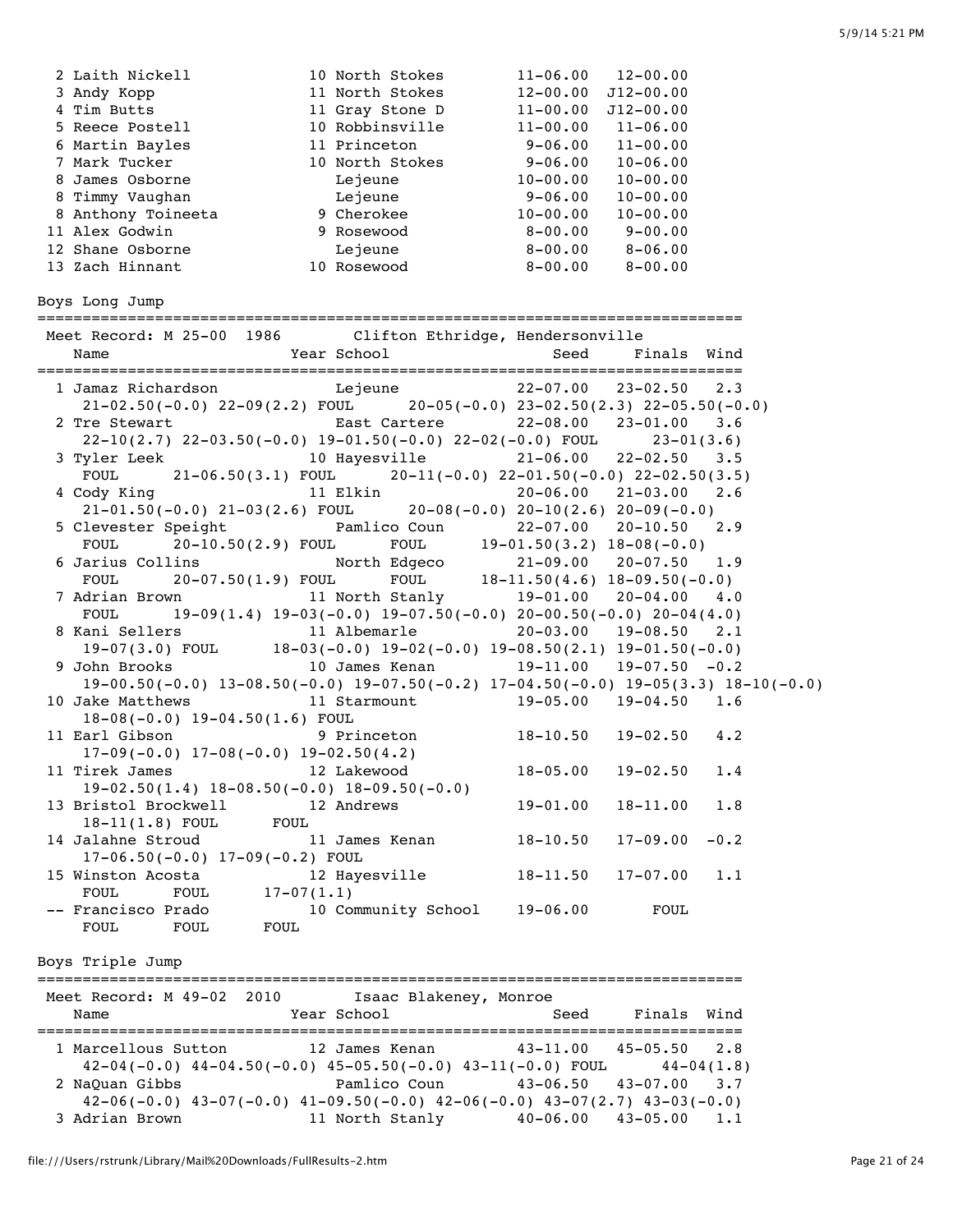```
  2 Laith Nickell            10 North Stokes        11-06.00   12-00.00
  3 Andy Kopp                11 North Stokes        12-00.00  J12-00.00
  4 Tim Butts                11 Gray Stone D        11-00.00  J12-00.00
  5 Reece Postell            10 Robbinsville        11-00.00   11-06.00
  6 Martin Bayles            11 Princeton            9-06.00   11-00.00
  7 Mark Tucker              10 North Stokes         9-06.00   10-06.00
  8 James Osborne               Lejeune             10-00.00   10-00.00
  8 Timmy Vaughan               Lejeune              9-06.00   10-00.00
  8 Anthony Toineeta          9 Cherokee            10-00.00   10-00.00
 11 Alex Godwin               9 Rosewood             8-00.00    9-00.00
 12 Shane Osborne               Lejeune              8-00.00    8-06.00
 13 Zach Hinnant             10 Rosewood             8-00.00    8-00.00
```

Boys Long Jump

```
============================================================================
 Meet Record: M 25-00  1986        Clifton Ethridge, Hendersonville
    Name                    Year School                 Seed     Finals  Wind
============================================================================
  1 Jamaz Richardson           Lejeune              22-07.00   23-02.50   2.3
     21-02.50(-0.0) 22-09(2.2) FOUL      20-05(-0.0) 23-02.50(2.3) 22-05.50(-0.0)
  2 Tre Stewart                East Cartere         22-08.00   23-01.00   3.6
     22-10(2.7) 22-03.50(-0.0) 19-01.50(-0.0) 22-02(-0.0) FOUL      23-01(3.6)
  3 Tyler Leek              10 Hayesville           21-06.00   22-02.50   3.5
     FOUL      21-06.50(3.1) FOUL      20-11(-0.0) 22-01.50(-0.0) 22-02.50(3.5)
  4 Cody King               11 Elkin                20-06.00   21-03.00   2.6
     21-01.50(-0.0) 21-03(2.6) FOUL      20-08(-0.0) 20-10(2.6) 20-09(-0.0)
  5 Clevester Speight          Pamlico Coun         22-07.00   20-10.50   2.9
     FOUL      20-10.50(2.9) FOUL      FOUL      19-01.50(3.2) 18-08(-0.0)
  6 Jarius Collins             North Edgeco         21-09.00   20-07.50   1.9
     FOUL      20-07.50(1.9) FOUL      FOUL      18-11.50(4.6) 18-09.50(-0.0)
  7 Adrian Brown            11 North Stanly         19-01.00   20-04.00   4.0
     FOUL      19-09(1.4) 19-03(-0.0) 19-07.50(-0.0) 20-00.50(-0.0) 20-04(4.0)
  8 Kani Sellers            11 Albemarle            20-03.00   19-08.50   2.1
     19-07(3.0) FOUL      18-03(-0.0) 19-02(-0.0) 19-08.50(2.1) 19-01.50(-0.0)
  9 John Brooks             10 James Kenan          19-11.00   19-07.50  -0.2
     19-00.50(-0.0) 13-08.50(-0.0) 19-07.50(-0.2) 17-04.50(-0.0) 19-05(3.3) 18-10(-0.0)
 10 Jake Matthews           11 Starmount            19-05.00   19-04.50   1.6
     18-08(-0.0) 19-04.50(1.6) FOUL
 11 Earl Gibson              9 Princeton            18-10.50   19-02.50   4.2
     17-09(-0.0) 17-08(-0.0) 19-02.50(4.2)
 11 Tirek James             12 Lakewood             18-05.00   19-02.50   1.4
     19-02.50(1.4) 18-08.50(-0.0) 18-09.50(-0.0)
 13 Bristol Brockwell       12 Andrews              19-01.00   18-11.00   1.8
     18-11(1.8) FOUL      FOUL
 14 Jalahne Stroud          11 James Kenan          18-10.50   17-09.00  -0.2
     17-06.50(-0.0) 17-09(-0.2) FOUL
 15 Winston Acosta          12 Hayesville           18-11.50   17-07.00   1.1
     FOUL      FOUL      17-07(1.1)
 -- Francisco Prado         10 Community School    19-06.00       FOUL
     FOUL      FOUL      FOUL
```

Boys Triple Jump

```
============================================================================
 Meet Record: M 49-02  2010        Isaac Blakeney, Monroe
    Name                    Year School                 Seed     Finals  Wind
============================================================================
  1 Marcellous Sutton       12 James Kenan          43-11.00   45-05.50   2.8
     42-04(-0.0) 44-04.50(-0.0) 45-05.50(-0.0) 43-11(-0.0) FOUL      44-04(1.8)
  2 NaQuan Gibbs               Pamlico Coun         43-06.50   43-07.00   3.7
     42-06(-0.0) 43-07(-0.0) 41-09.50(-0.0) 42-06(-0.0) 43-07(2.7) 43-03(-0.0)
  3 Adrian Brown            11 North Stanly         40-06.00   43-05.00   1.1
```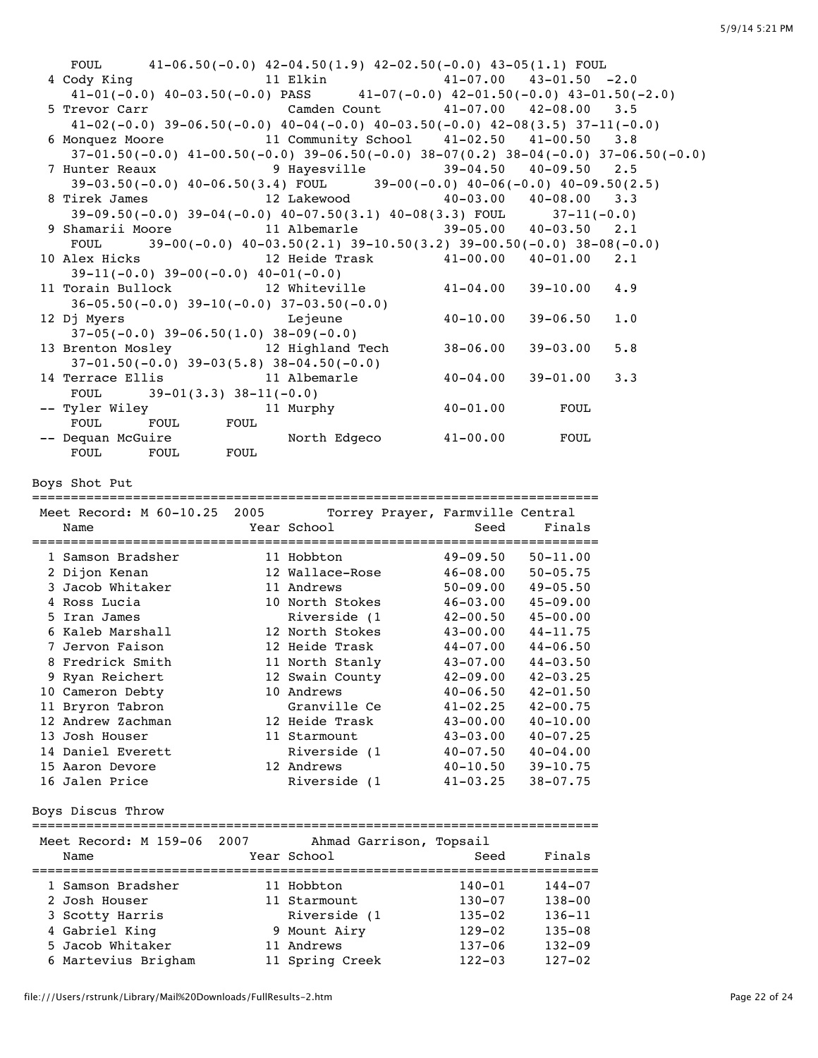```
    FOUL      41-06.50(-0.0) 42-04.50(1.9) 42-02.50(-0.0) 43-05(1.1) FOUL
  4 Cody King                11 Elkin                41-07.00   43-01.50  -2.0
     41-01(-0.0) 40-03.50(-0.0) PASS       41-07(-0.0) 42-01.50(-0.0) 43-01.50(-2.0)
  5 Trevor Carr                 Camden Count         41-07.00   42-08.00   3.5
     41-02(-0.0) 39-06.50(-0.0) 40-04(-0.0) 40-03.50(-0.0) 42-08(3.5) 37-11(-0.0)
  6 Monquez Moore            11 Community School    41-02.50   41-00.50   3.8
     37-01.50(-0.0) 41-00.50(-0.0) 39-06.50(-0.0) 38-07(0.2) 38-04(-0.0) 37-06.50(-0.0)
  7 Hunter Reaux              9 Hayesville          39-04.50   40-09.50   2.5
     39-03.50(-0.0) 40-06.50(3.4) FOUL      39-00(-0.0) 40-06(-0.0) 40-09.50(2.5)
  8 Tirek James              12 Lakewood            40-03.00   40-08.00   3.3
     39-09.50(-0.0) 39-04(-0.0) 40-07.50(3.1) 40-08(3.3) FOUL      37-11(-0.0)
  9 Shamarii Moore           11 Albemarle           39-05.00   40-03.50   2.1
    FOUL      39-00(-0.0) 40-03.50(2.1) 39-10.50(3.2) 39-00.50(-0.0) 38-08(-0.0)
 10 Alex Hicks               12 Heide Trask         41-00.00   40-01.00   2.1
     39-11(-0.0) 39-00(-0.0) 40-01(-0.0)
 11 Torain Bullock           12 Whiteville          41-04.00   39-10.00   4.9
     36-05.50(-0.0) 39-10(-0.0) 37-03.50(-0.0)
 12 Dj Myers                    Lejeune             40-10.00   39-06.50   1.0
     37-05(-0.0) 39-06.50(1.0) 38-09(-0.0)
 13 Brenton Mosley           12 Highland Tech       38-06.00   39-03.00   5.8
     37-01.50(-0.0) 39-03(5.8) 38-04.50(-0.0)
 14 Terrace Ellis            11 Albemarle           40-04.00   39-01.00   3.3
    FOUL      39-01(3.3) 38-11(-0.0)
 -- Tyler Wiley              11 Murphy              40-01.00        FOUL
    FOUL      FOUL      FOUL
 -- Dequan McGuire              North Edgeco        41-00.00        FOUL
    FOUL      FOUL      FOUL
```

Boys Shot Put

```
=========================================================================
 Meet Record: M 60-10.25  2005       Torrey Prayer, Farmville Central
    Name                    Year School                  Seed     Finals
=========================================================================
  1 Samson Bradsher          11 Hobbton             49-09.50   50-11.00
  2 Dijon Kenan              12 Wallace-Rose        46-08.00   50-05.75
  3 Jacob Whitaker           11 Andrews             50-09.00   49-05.50
  4 Ross Lucia               10 North Stokes        46-03.00   45-09.00
  5 Iran James                  Riverside (1        42-00.50   45-00.00
  6 Kaleb Marshall           12 North Stokes        43-00.00   44-11.75
  7 Jervon Faison            12 Heide Trask         44-07.00   44-06.50
  8 Fredrick Smith           11 North Stanly        43-07.00   44-03.50
  9 Ryan Reichert            12 Swain County        42-09.00   42-03.25
 10 Cameron Debty            10 Andrews             40-06.50   42-01.50
 11 Bryron Tabron               Granville Ce        41-02.25   42-00.75
 12 Andrew Zachman           12 Heide Trask         43-00.00   40-10.00
 13 Josh Houser              11 Starmount           43-03.00   40-07.25
 14 Daniel Everett              Riverside (1        40-07.50   40-04.00
 15 Aaron Devore             12 Andrews             40-10.50   39-10.75
 16 Jalen Price                 Riverside (1        41-03.25   38-07.75
```

Boys Discus Throw

```
=========================================================================
 Meet Record: M 159-06  2007       Ahmad Garrison, Topsail
    Name                    Year School                  Seed     Finals
=========================================================================
  1 Samson Bradsher          11 Hobbton               140-01     144-07
  2 Josh Houser              11 Starmount             130-07     138-00
  3 Scotty Harris               Riverside (1          135-02     136-11
  4 Gabriel King              9 Mount Airy            129-02     135-08
  5 Jacob Whitaker           11 Andrews               137-06     132-09
  6 Martevius Brigham        11 Spring Creek          122-03     127-02
```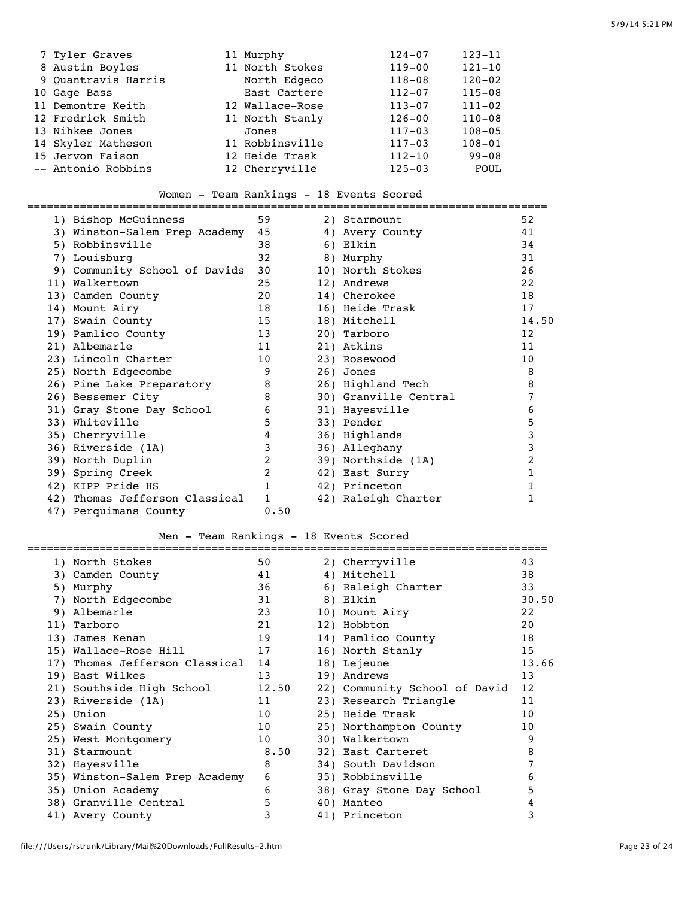| Place | Name | Year | School | Prelims | Finals |
|---|---|---|---|---|---|
| 7 | Tyler Graves | 11 | Murphy | 124-07 | 123-11 |
| 8 | Austin Boyles | 11 | North Stokes | 119-00 | 121-10 |
| 9 | Quantravis Harris | | North Edgeco | 118-08 | 120-02 |
| 10 | Gage Bass | | East Cartere | 112-07 | 115-08 |
| 11 | Demontre Keith | 12 | Wallace-Rose | 113-07 | 111-02 |
| 12 | Fredrick Smith | 11 | North Stanly | 126-00 | 110-08 |
| 13 | Nihkee Jones | | Jones | 117-03 | 108-05 |
| 14 | Skyler Matheson | 11 | Robbinsville | 117-03 | 108-01 |
| 15 | Jervon Faison | 12 | Heide Trask | 112-10 | 99-08 |
| -- | Antonio Robbins | 12 | Cherryville | 125-03 | FOUL |

## Women - Team Rankings - 18 Events Scored

| Rank | Team | Points |
|---|---|---|
| 1) | Bishop McGuinness | 59 |
| 2) | Starmount | 52 |
| 3) | Winston-Salem Prep Academy | 45 |
| 4) | Avery County | 41 |
| 5) | Robbinsville | 38 |
| 6) | Elkin | 34 |
| 7) | Louisburg | 32 |
| 8) | Murphy | 31 |
| 9) | Community School of Davids | 30 |
| 10) | North Stokes | 26 |
| 11) | Walkertown | 25 |
| 12) | Andrews | 22 |
| 13) | Camden County | 20 |
| 14) | Cherokee | 18 |
| 14) | Mount Airy | 18 |
| 16) | Heide Trask | 17 |
| 17) | Swain County | 15 |
| 18) | Mitchell | 14.50 |
| 19) | Pamlico County | 13 |
| 20) | Tarboro | 12 |
| 21) | Albemarle | 11 |
| 21) | Atkins | 11 |
| 23) | Lincoln Charter | 10 |
| 23) | Rosewood | 10 |
| 25) | North Edgecombe | 9 |
| 26) | Jones | 8 |
| 26) | Pine Lake Preparatory | 8 |
| 26) | Highland Tech | 8 |
| 26) | Bessemer City | 8 |
| 30) | Granville Central | 7 |
| 31) | Gray Stone Day School | 6 |
| 31) | Hayesville | 6 |
| 33) | Whiteville | 5 |
| 33) | Pender | 5 |
| 35) | Cherryville | 4 |
| 36) | Highlands | 3 |
| 36) | Riverside (1A) | 3 |
| 36) | Alleghany | 3 |
| 39) | North Duplin | 2 |
| 39) | Northside (1A) | 2 |
| 39) | Spring Creek | 2 |
| 42) | East Surry | 1 |
| 42) | KIPP Pride HS | 1 |
| 42) | Princeton | 1 |
| 42) | Thomas Jefferson Classical | 1 |
| 42) | Raleigh Charter | 1 |
| 47) | Perquimans County | 0.50 |

## Men - Team Rankings - 18 Events Scored

| Rank | Team | Points |
|---|---|---|
| 1) | North Stokes | 50 |
| 2) | Cherryville | 43 |
| 3) | Camden County | 41 |
| 4) | Mitchell | 38 |
| 5) | Murphy | 36 |
| 6) | Raleigh Charter | 33 |
| 7) | North Edgecombe | 31 |
| 8) | Elkin | 30.50 |
| 9) | Albemarle | 23 |
| 10) | Mount Airy | 22 |
| 11) | Tarboro | 21 |
| 12) | Hobbton | 20 |
| 13) | James Kenan | 19 |
| 14) | Pamlico County | 18 |
| 15) | Wallace-Rose Hill | 17 |
| 16) | North Stanly | 15 |
| 17) | Thomas Jefferson Classical | 14 |
| 18) | Lejeune | 13.66 |
| 19) | East Wilkes | 13 |
| 19) | Andrews | 13 |
| 21) | Southside High School | 12.50 |
| 22) | Community School of David | 12 |
| 23) | Riverside (1A) | 11 |
| 23) | Research Triangle | 11 |
| 25) | Union | 10 |
| 25) | Heide Trask | 10 |
| 25) | Swain County | 10 |
| 25) | Northampton County | 10 |
| 25) | West Montgomery | 10 |
| 30) | Walkertown | 9 |
| 31) | Starmount | 8.50 |
| 32) | East Carteret | 8 |
| 32) | Hayesville | 8 |
| 34) | South Davidson | 7 |
| 35) | Winston-Salem Prep Academy | 6 |
| 35) | Robbinsville | 6 |
| 35) | Union Academy | 6 |
| 38) | Gray Stone Day School | 5 |
| 38) | Granville Central | 5 |
| 40) | Manteo | 4 |
| 41) | Avery County | 3 |
| 41) | Princeton | 3 |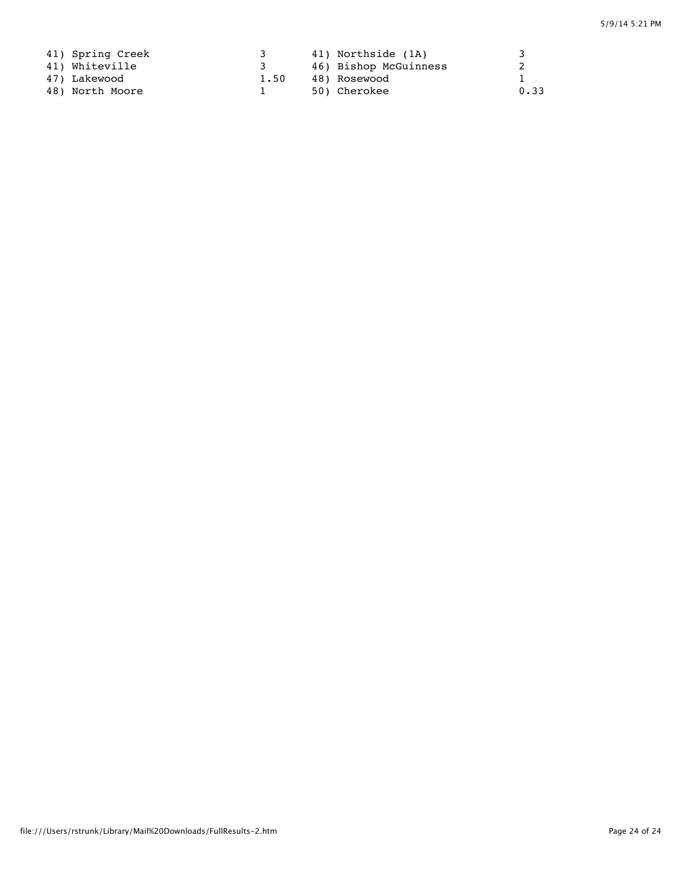| | | | |
|---|---|---|---|
| 41) Spring Creek | 3 | 41) Northside (1A) | 3 |
| 41) Whiteville | 3 | 46) Bishop McGuinness | 2 |
| 47) Lakewood | 1.50 | 48) Rosewood | 1 |
| 48) North Moore | 1 | 50) Cherokee | 0.33 |